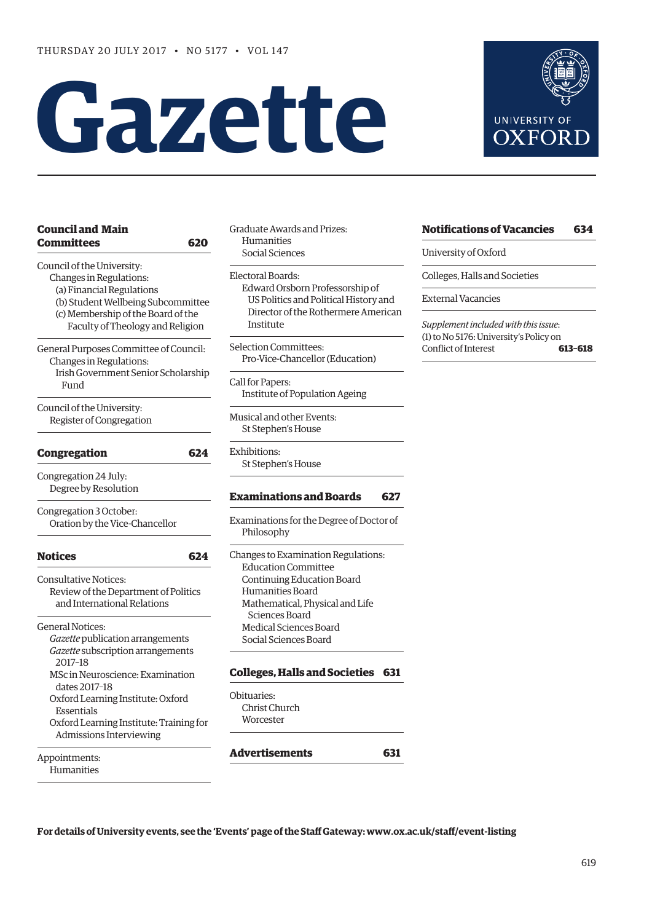THURSDAY 20 JULY 2017 • NO 5177 • VOL 147

# Gazette

UNIVERSITY OF OXFORD

## Council and Main Committees 620

Council of the University:
- Changes in Regulations:
  - (a) Financial Regulations
  - (b) Student Wellbeing Subcommittee
  - (c) Membership of the Board of the Faculty of Theology and Religion

General Purposes Committee of Council:
- Changes in Regulations:
  - Irish Government Senior Scholarship Fund

Council of the University:
- Register of Congregation

## Congregation 624

Congregation 24 July:
- Degree by Resolution

Congregation 3 October:
- Oration by the Vice-Chancellor

## Notices 624

Consultative Notices:
- Review of the Department of Politics and International Relations

General Notices:
- *Gazette* publication arrangements
- *Gazette* subscription arrangements 2017–18
- MSc in Neuroscience: Examination dates 2017–18
- Oxford Learning Institute: Oxford Essentials
- Oxford Learning Institute: Training for Admissions Interviewing

Appointments:
- Humanities

Graduate Awards and Prizes:
- Humanities
- Social Sciences

Electoral Boards:
- Edward Orsborn Professorship of US Politics and Political History and Director of the Rothermere American Institute

Selection Committees:
- Pro-Vice-Chancellor (Education)

Call for Papers:
- Institute of Population Ageing

Musical and other Events:
- St Stephen's House

Exhibitions:
- St Stephen's House

## Examinations and Boards 627

Examinations for the Degree of Doctor of Philosophy

Changes to Examination Regulations:
- Education Committee
- Continuing Education Board
- Humanities Board
- Mathematical, Physical and Life Sciences Board
- Medical Sciences Board
- Social Sciences Board

## Colleges, Halls and Societies 631

Obituaries:
- Christ Church
- Worcester

## Advertisements 631

## Notifications of Vacancies 634

University of Oxford

Colleges, Halls and Societies

External Vacancies

*Supplement included with this issue*:
(1) to No 5176: University's Policy on Conflict of Interest **613–618**

**For details of University events, see the 'Events' page of the Staff Gateway: www.ox.ac.uk/staff/event-listing**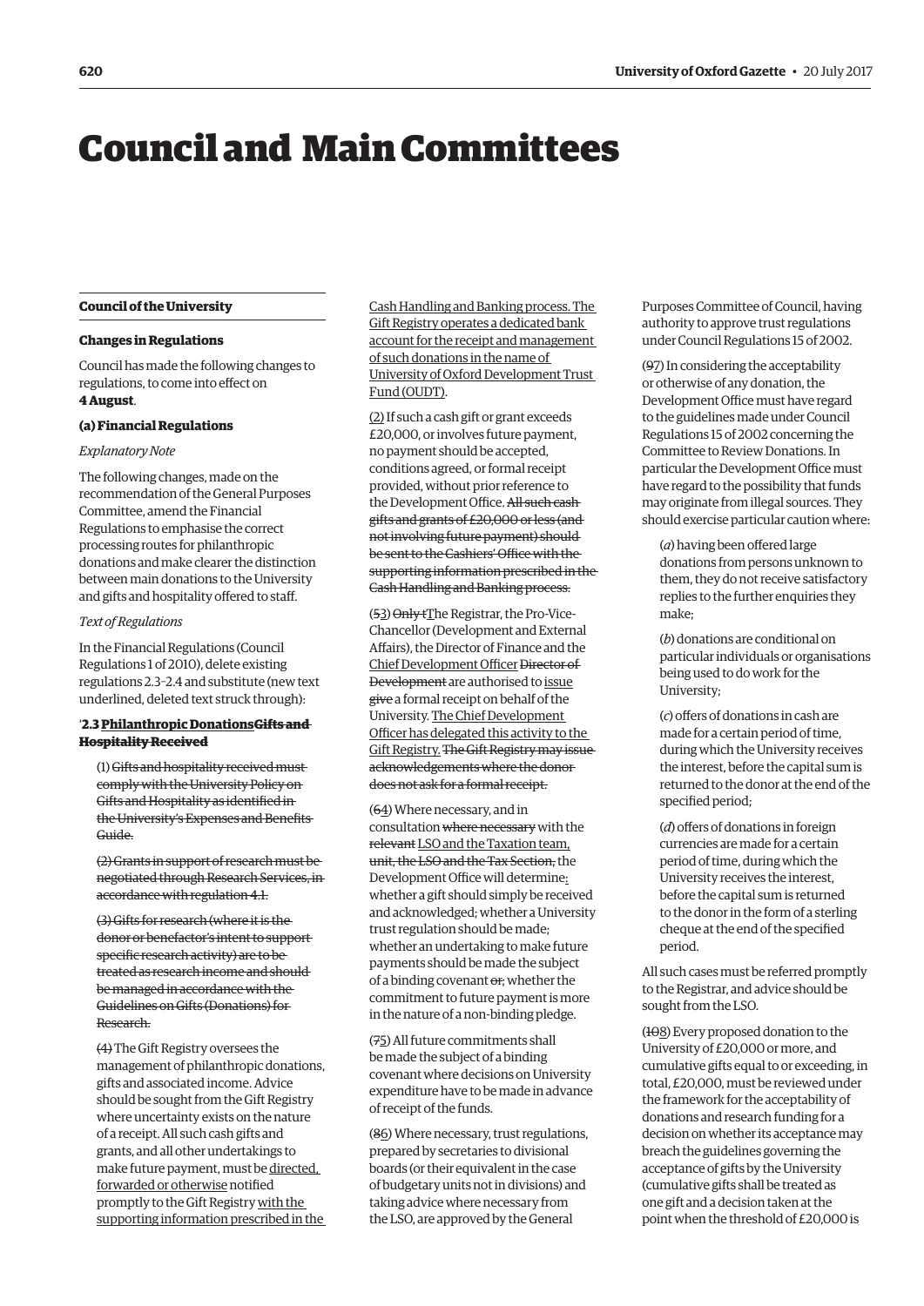# Council and Main Committees

## Council of the University

### Changes in Regulations

Council has made the following changes to regulations, to come into effect on **4 August**.

#### (a) Financial Regulations

*Explanatory Note*

The following changes, made on the recommendation of the General Purposes Committee, amend the Financial Regulations to emphasise the correct processing routes for philanthropic donations and make clearer the distinction between main donations to the University and gifts and hospitality offered to staff.

*Text of Regulations*

In the Financial Regulations (Council Regulations 1 of 2010), delete existing regulations 2.3–2.4 and substitute (new text underlined, deleted text struck through):

'**2.3 <u>Philanthropic Donations</u>~~Gifts and Hospitality Received~~**

(1) ~~Gifts and hospitality received must comply with the University Policy on Gifts and Hospitality as identified in the University's Expenses and Benefits Guide.~~

~~(2) Grants in support of research must be negotiated through Research Services, in accordance with regulation 4.1.~~

~~(3) Gifts for research (where it is the donor or benefactor's intent to support specific research activity) are to be treated as research income and should be managed in accordance with the Guidelines on Gifts (Donations) for Research.~~

~~(4)~~ The Gift Registry oversees the management of philanthropic donations, gifts and associated income. Advice should be sought from the Gift Registry where uncertainty exists on the nature of a receipt. All such cash gifts and grants, and all other undertakings to make future payment, must be <u>directed, forwarded or otherwise</u> notified promptly to the Gift Registry <u>with the supporting information prescribed in the Cash Handling and Banking process. The Gift Registry operates a dedicated bank account for the receipt and management of such donations in the name of University of Oxford Development Trust Fund (OUDT)</u>.

<u>(2)</u> If such a cash gift or grant exceeds £20,000, or involves future payment, no payment should be accepted, conditions agreed, or formal receipt provided, without prior reference to the Development Office. ~~All such cash gifts and grants of £20,000 or less (and not involving future payment) should be sent to the Cashiers' Office with the supporting information prescribed in the Cash Handling and Banking process.~~

(~~5~~<u>3</u>) ~~Only t~~<u>T</u>he Registrar, the Pro-Vice-Chancellor (Development and External Affairs), the Director of Finance and the <u>Chief Development Officer</u> ~~Director of Development~~ are authorised to <u>issue</u> ~~give~~ a formal receipt on behalf of the University. <u>The Chief Development Officer has delegated this activity to the Gift Registry.</u> ~~The Gift Registry may issue acknowledgements where the donor does not ask for a formal receipt.~~

(~~6~~<u>4</u>) Where necessary, and in consultation ~~where necessary~~ with the ~~relevant~~ <u>LSO and the Taxation team,</u> ~~unit, the LSO and the Tax Section,~~ the Development Office will determine<u>:</u> whether a gift should simply be received and acknowledged; whether a University trust regulation should be made; whether an undertaking to make future payments should be made the subject of a binding covenant ~~or,~~ whether the commitment to future payment is more in the nature of a non-binding pledge.

(~~7~~<u>5</u>) All future commitments shall be made the subject of a binding covenant where decisions on University expenditure have to be made in advance of receipt of the funds.

(~~8~~<u>6</u>) Where necessary, trust regulations, prepared by secretaries to divisional boards (or their equivalent in the case of budgetary units not in divisions) and taking advice where necessary from the LSO, are approved by the General Purposes Committee of Council, having authority to approve trust regulations under Council Regulations 15 of 2002.

(~~9~~<u>7</u>) In considering the acceptability or otherwise of any donation, the Development Office must have regard to the guidelines made under Council Regulations 15 of 2002 concerning the Committee to Review Donations. In particular the Development Office must have regard to the possibility that funds may originate from illegal sources. They should exercise particular caution where:

(*a*) having been offered large donations from persons unknown to them, they do not receive satisfactory replies to the further enquiries they make;

(*b*) donations are conditional on particular individuals or organisations being used to do work for the University;

(*c*) offers of donations in cash are made for a certain period of time, during which the University receives the interest, before the capital sum is returned to the donor at the end of the specified period;

(*d*) offers of donations in foreign currencies are made for a certain period of time, during which the University receives the interest, before the capital sum is returned to the donor in the form of a sterling cheque at the end of the specified period.

All such cases must be referred promptly to the Registrar, and advice should be sought from the LSO.

(~~10~~<u>8</u>) Every proposed donation to the University of £20,000 or more, and cumulative gifts equal to or exceeding, in total, £20,000, must be reviewed under the framework for the acceptability of donations and research funding for a decision on whether its acceptance may breach the guidelines governing the acceptance of gifts by the University (cumulative gifts shall be treated as one gift and a decision taken at the point when the threshold of £20,000 is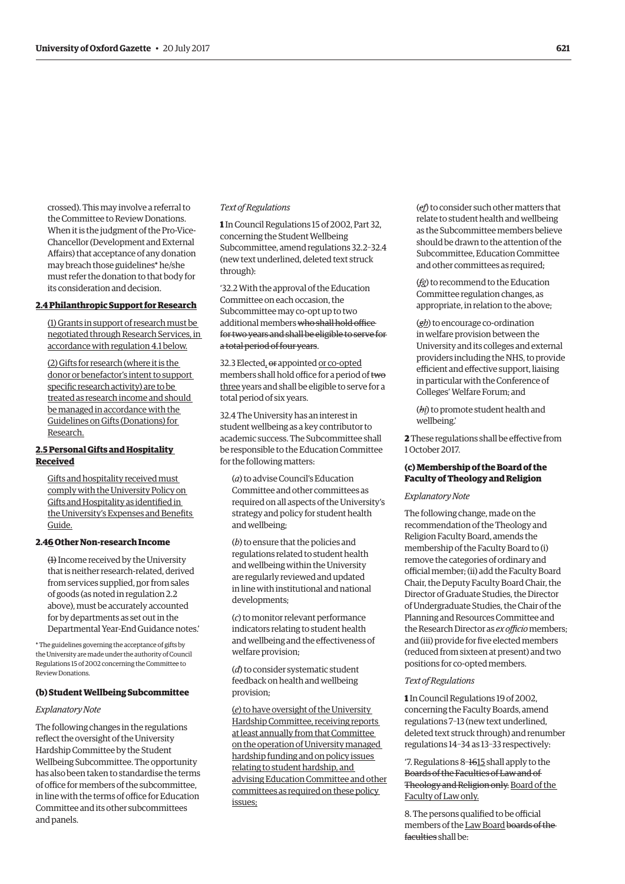crossed). This may involve a referral to the Committee to Review Donations. When it is the judgment of the Pro-Vice-Chancellor (Development and External Affairs) that acceptance of any donation may breach those guidelines* he/she must refer the donation to that body for its consideration and decision.

**<u>2.4 Philanthropic Support for Research</u>**

<u>(1) Grants in support of research must be negotiated through Research Services, in accordance with regulation 4.1 below.</u>

<u>(2) Gifts for research (where it is the donor or benefactor's intent to support specific research activity) are to be treated as research income and should be managed in accordance with the Guidelines on Gifts (Donations) for Research.</u>

**<u>2.5 Personal Gifts and Hospitality Received</u>**

<u>Gifts and hospitality received must comply with the University Policy on Gifts and Hospitality as identified in the University's Expenses and Benefits Guide.</u>

**2.~~4~~<u>6</u> Other Non-research Income**

~~(1)~~ Income received by the University that is neither research-related, derived from services supplied, <u>n</u>or from sales of goods (as noted in regulation 2.2 above), must be accurately accounted for by departments as set out in the Departmental Year-End Guidance notes.'

\* The guidelines governing the acceptance of gifts by the University are made under the authority of Council Regulations 15 of 2002 concerning the Committee to Review Donations.

### (b) Student Wellbeing Subcommittee

*Explanatory Note*

The following changes in the regulations reflect the oversight of the University Hardship Committee by the Student Wellbeing Subcommittee. The opportunity has also been taken to standardise the terms of office for members of the subcommittee, in line with the terms of office for Education Committee and its other subcommittees and panels.

*Text of Regulations*

**1** In Council Regulations 15 of 2002, Part 32, concerning the Student Wellbeing Subcommittee, amend regulations 32.2–32.4 (new text underlined, deleted text struck through):

'32.2 With the approval of the Education Committee on each occasion, the Subcommittee may co-opt up to two additional members ~~who shall hold office for two years and shall be eligible to serve for a total period of four years~~.

32.3 Elected~~, or~~ appointed <u>or co-opted</u> members shall hold office for a period of ~~two~~ <u>three</u> years and shall be eligible to serve for a total period of six years.

32.4 The University has an interest in student wellbeing as a key contributor to academic success. The Subcommittee shall be responsible to the Education Committee for the following matters:

(*a*) to advise Council's Education Committee and other committees as required on all aspects of the University's strategy and policy for student health and wellbeing;

(*b*) to ensure that the policies and regulations related to student health and wellbeing within the University are regularly reviewed and updated in line with institutional and national developments;

(*c*) to monitor relevant performance indicators relating to student health and wellbeing and the effectiveness of welfare provision;

(*d*) to consider systematic student feedback on health and wellbeing provision;

<u>(*e*) to have oversight of the University Hardship Committee, receiving reports at least annually from that Committee on the operation of University managed hardship funding and on policy issues relating to student hardship, and advising Education Committee and other committees as required on these policy issues;</u>

(~~*e*~~<u>*f*</u>) to consider such other matters that relate to student health and wellbeing as the Subcommittee members believe should be drawn to the attention of the Subcommittee, Education Committee and other committees as required;

(~~*f*~~<u>*g*</u>) to recommend to the Education Committee regulation changes, as appropriate, in relation to the above;

(~~*g*~~<u>*h*</u>) to encourage co-ordination in welfare provision between the University and its colleges and external providers including the NHS, to provide efficient and effective support, liaising in particular with the Conference of Colleges' Welfare Forum; and

(~~*h*~~<u>*i*</u>) to promote student health and wellbeing.'

**2** These regulations shall be effective from 1 October 2017.

### (c) Membership of the Board of the Faculty of Theology and Religion

*Explanatory Note*

The following change, made on the recommendation of the Theology and Religion Faculty Board, amends the membership of the Faculty Board to (i) remove the categories of ordinary and official member; (ii) add the Faculty Board Chair, the Deputy Faculty Board Chair, the Director of Graduate Studies, the Director of Undergraduate Studies, the Chair of the Planning and Resources Committee and the Research Director as *ex officio* members; and (iii) provide for five elected members (reduced from sixteen at present) and two positions for co-opted members.

*Text of Regulations*

**1** In Council Regulations 19 of 2002, concerning the Faculty Boards, amend regulations 7–13 (new text underlined, deleted text struck through) and renumber regulations 14–34 as 13–33 respectively:

'7. Regulations 8–~~16~~<u>15</u> shall apply to the ~~Boards of the Faculties of Law and of Theology and Religion only.~~ <u>Board of the Faculty of Law only.</u>

8. The persons qualified to be official members of the <u>Law Board</u> ~~boards of the faculties~~ shall be: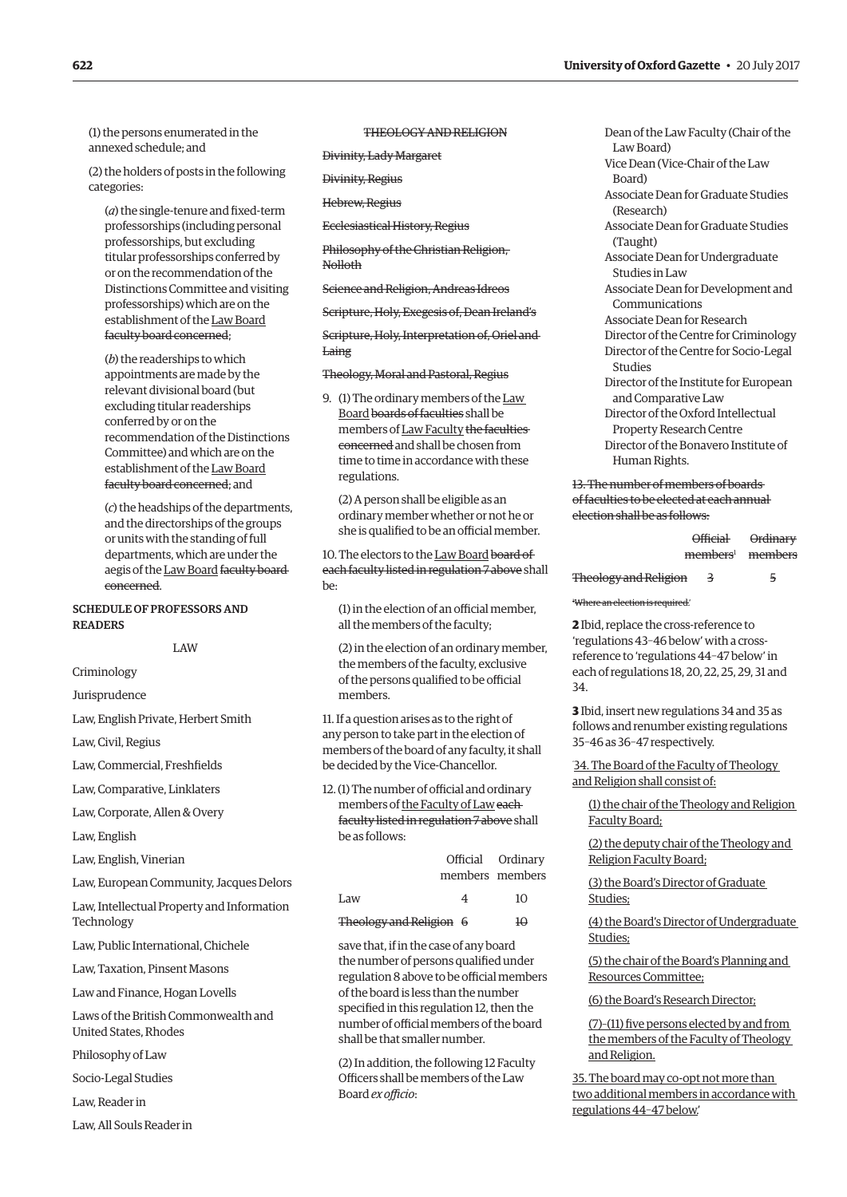(1) the persons enumerated in the annexed schedule; and

(2) the holders of posts in the following categories:

(*a*) the single-tenure and fixed-term professorships (including personal professorships, but excluding titular professorships conferred by or on the recommendation of the Distinctions Committee and visiting professorships) which are on the establishment of the Law Board ~~faculty board concerned~~;

(*b*) the readerships to which appointments are made by the relevant divisional board (but excluding titular readerships conferred by or on the recommendation of the Distinctions Committee) and which are on the establishment of the Law Board ~~faculty board concerned~~; and

(*c*) the headships of the departments, and the directorships of the groups or units with the standing of full departments, which are under the aegis of the Law Board ~~faculty board concerned~~.

**SCHEDULE OF PROFESSORS AND READERS**

LAW

Criminology

Jurisprudence

Law, English Private, Herbert Smith

Law, Civil, Regius

Law, Commercial, Freshfields

Law, Comparative, Linklaters

Law, Corporate, Allen & Overy

Law, English

Law, English, Vinerian

Law, European Community, Jacques Delors

Law, Intellectual Property and Information Technology

Law, Public International, Chichele

Law, Taxation, Pinsent Masons

Law and Finance, Hogan Lovells

Laws of the British Commonwealth and United States, Rhodes

Philosophy of Law

Socio-Legal Studies

Law, Reader in

Law, All Souls Reader in

~~THEOLOGY AND RELIGION~~

~~Divinity, Lady Margaret~~

~~Divinity, Regius~~

~~Hebrew, Regius~~

~~Ecclesiastical History, Regius~~

~~Philosophy of the Christian Religion, Nolloth~~

~~Science and Religion, Andreas Idreos~~

~~Scripture, Holy, Exegesis of, Dean Ireland's~~

~~Scripture, Holy, Interpretation of, Oriel and Laing~~

~~Theology, Moral and Pastoral, Regius~~

9. (1) The ordinary members of the Law Board ~~boards of faculties~~ shall be members of Law Faculty ~~the faculties concerned~~ and shall be chosen from time to time in accordance with these regulations.

(2) A person shall be eligible as an ordinary member whether or not he or she is qualified to be an official member.

10. The electors to the Law Board ~~board of each faculty listed in regulation 7 above~~ shall be:

(1) in the election of an official member, all the members of the faculty;

(2) in the election of an ordinary member, the members of the faculty, exclusive of the persons qualified to be official members.

11. If a question arises as to the right of any person to take part in the election of members of the board of any faculty, it shall be decided by the Vice-Chancellor.

12. (1) The number of official and ordinary members of the Faculty of Law ~~each faculty listed in regulation 7 above~~ shall be as follows:

| | Official members | Ordinary members |
|---|---|---|
| Law | 4 | 10 |
| ~~Theology and Religion~~ | ~~6~~ | ~~10~~ |

save that, if in the case of any board the number of persons qualified under regulation 8 above to be official members of the board is less than the number specified in this regulation 12, then the number of official members of the board shall be that smaller number.

(2) In addition, the following 12 Faculty Officers shall be members of the Law Board *ex officio*:

Dean of the Law Faculty (Chair of the Law Board)
Vice Dean (Vice-Chair of the Law Board)
Associate Dean for Graduate Studies (Research)
Associate Dean for Graduate Studies (Taught)
Associate Dean for Undergraduate Studies in Law
Associate Dean for Development and Communications
Associate Dean for Research
Director of the Centre for Criminology
Director of the Centre for Socio-Legal Studies
Director of the Institute for European and Comparative Law
Director of the Oxford Intellectual Property Research Centre
Director of the Bonavero Institute of Human Rights.

~~13. The number of members of boards of faculties to be elected at each annual election shall be as follows:~~

| | ~~Official members~~[1] | ~~Ordinary members~~ |
|---|---|---|
| ~~Theology and Religion~~ | ~~3~~ | ~~5~~ |

~~[1]Where an election is required.~~

**2** Ibid, replace the cross-reference to 'regulations 43–46 below' with a cross-reference to 'regulations 44–47 below' in each of regulations 18, 20, 22, 25, 29, 31 and 34.

**3** Ibid, insert new regulations 34 and 35 as follows and renumber existing regulations 35–46 as 36–47 respectively.

'34. The Board of the Faculty of Theology and Religion shall consist of:

(1) the chair of the Theology and Religion Faculty Board;

(2) the deputy chair of the Theology and Religion Faculty Board;

(3) the Board's Director of Graduate Studies;

(4) the Board's Director of Undergraduate Studies;

(5) the chair of the Board's Planning and Resources Committee;

(6) the Board's Research Director;

(7)–(11) five persons elected by and from the members of the Faculty of Theology and Religion.

35. The board may co-opt not more than two additional members in accordance with regulations 44–47 below.'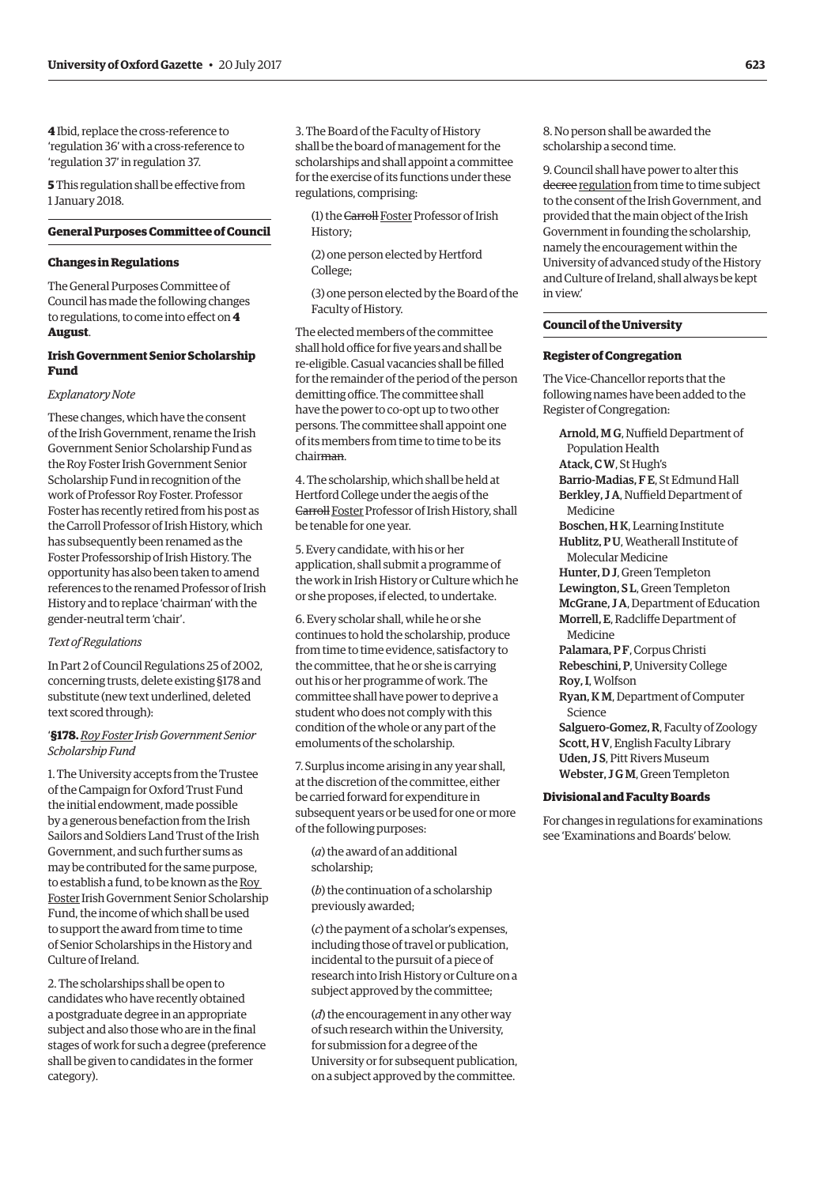**4** Ibid, replace the cross-reference to 'regulation 36' with a cross-reference to 'regulation 37' in regulation 37.

**5** This regulation shall be effective from 1 January 2018.

## General Purposes Committee of Council

### Changes in Regulations

The General Purposes Committee of Council has made the following changes to regulations, to come into effect on **4 August**.

### Irish Government Senior Scholarship Fund

*Explanatory Note*

These changes, which have the consent of the Irish Government, rename the Irish Government Senior Scholarship Fund as the Roy Foster Irish Government Senior Scholarship Fund in recognition of the work of Professor Roy Foster. Professor Foster has recently retired from his post as the Carroll Professor of Irish History, which has subsequently been renamed as the Foster Professorship of Irish History. The opportunity has also been taken to amend references to the renamed Professor of Irish History and to replace 'chairman' with the gender-neutral term 'chair'.

*Text of Regulations*

In Part 2 of Council Regulations 25 of 2002, concerning trusts, delete existing §178 and substitute (new text underlined, deleted text scored through):

'**§178.** *<u>Roy Foster</u> Irish Government Senior Scholarship Fund*

1. The University accepts from the Trustee of the Campaign for Oxford Trust Fund the initial endowment, made possible by a generous benefaction from the Irish Sailors and Soldiers Land Trust of the Irish Government, and such further sums as may be contributed for the same purpose, to establish a fund, to be known as the <u>Roy Foster</u> Irish Government Senior Scholarship Fund, the income of which shall be used to support the award from time to time of Senior Scholarships in the History and Culture of Ireland.

2. The scholarships shall be open to candidates who have recently obtained a postgraduate degree in an appropriate subject and also those who are in the final stages of work for such a degree (preference shall be given to candidates in the former category).

3. The Board of the Faculty of History shall be the board of management for the scholarships and shall appoint a committee for the exercise of its functions under these regulations, comprising:

(1) the ~~Carroll~~ <u>Foster</u> Professor of Irish History;

(2) one person elected by Hertford College;

(3) one person elected by the Board of the Faculty of History.

The elected members of the committee shall hold office for five years and shall be re-eligible. Casual vacancies shall be filled for the remainder of the period of the person demitting office. The committee shall have the power to co-opt up to two other persons. The committee shall appoint one of its members from time to time to be its chair~~man~~.

4. The scholarship, which shall be held at Hertford College under the aegis of the ~~Carroll~~ <u>Foster</u> Professor of Irish History, shall be tenable for one year.

5. Every candidate, with his or her application, shall submit a programme of the work in Irish History or Culture which he or she proposes, if elected, to undertake.

6. Every scholar shall, while he or she continues to hold the scholarship, produce from time to time evidence, satisfactory to the committee, that he or she is carrying out his or her programme of work. The committee shall have power to deprive a student who does not comply with this condition of the whole or any part of the emoluments of the scholarship.

7. Surplus income arising in any year shall, at the discretion of the committee, either be carried forward for expenditure in subsequent years or be used for one or more of the following purposes:

(*a*) the award of an additional scholarship;

(*b*) the continuation of a scholarship previously awarded;

(*c*) the payment of a scholar's expenses, including those of travel or publication, incidental to the pursuit of a piece of research into Irish History or Culture on a subject approved by the committee;

(*d*) the encouragement in any other way of such research within the University, for submission for a degree of the University or for subsequent publication, on a subject approved by the committee.

8. No person shall be awarded the scholarship a second time.

9. Council shall have power to alter this ~~decree~~ <u>regulation</u> from time to time subject to the consent of the Irish Government, and provided that the main object of the Irish Government in founding the scholarship, namely the encouragement within the University of advanced study of the History and Culture of Ireland, shall always be kept in view.'

## Council of the University

### Register of Congregation

The Vice-Chancellor reports that the following names have been added to the Register of Congregation:

Arnold, M G, Nuffield Department of Population Health
Atack, C W, St Hugh's
Barrio-Madias, F E, St Edmund Hall
Berkley, J A, Nuffield Department of Medicine
Boschen, H K, Learning Institute
Hublitz, P U, Weatherall Institute of Molecular Medicine
Hunter, D J, Green Templeton
Lewington, S L, Green Templeton
McGrane, J A, Department of Education
Morrell, E, Radcliffe Department of Medicine
Palamara, P F, Corpus Christi
Rebeschini, P, University College
Roy, I, Wolfson
Ryan, K M, Department of Computer Science
Salguero-Gomez, R, Faculty of Zoology
Scott, H V, English Faculty Library
Uden, J S, Pitt Rivers Museum
Webster, J G M, Green Templeton

### Divisional and Faculty Boards

For changes in regulations for examinations see 'Examinations and Boards' below.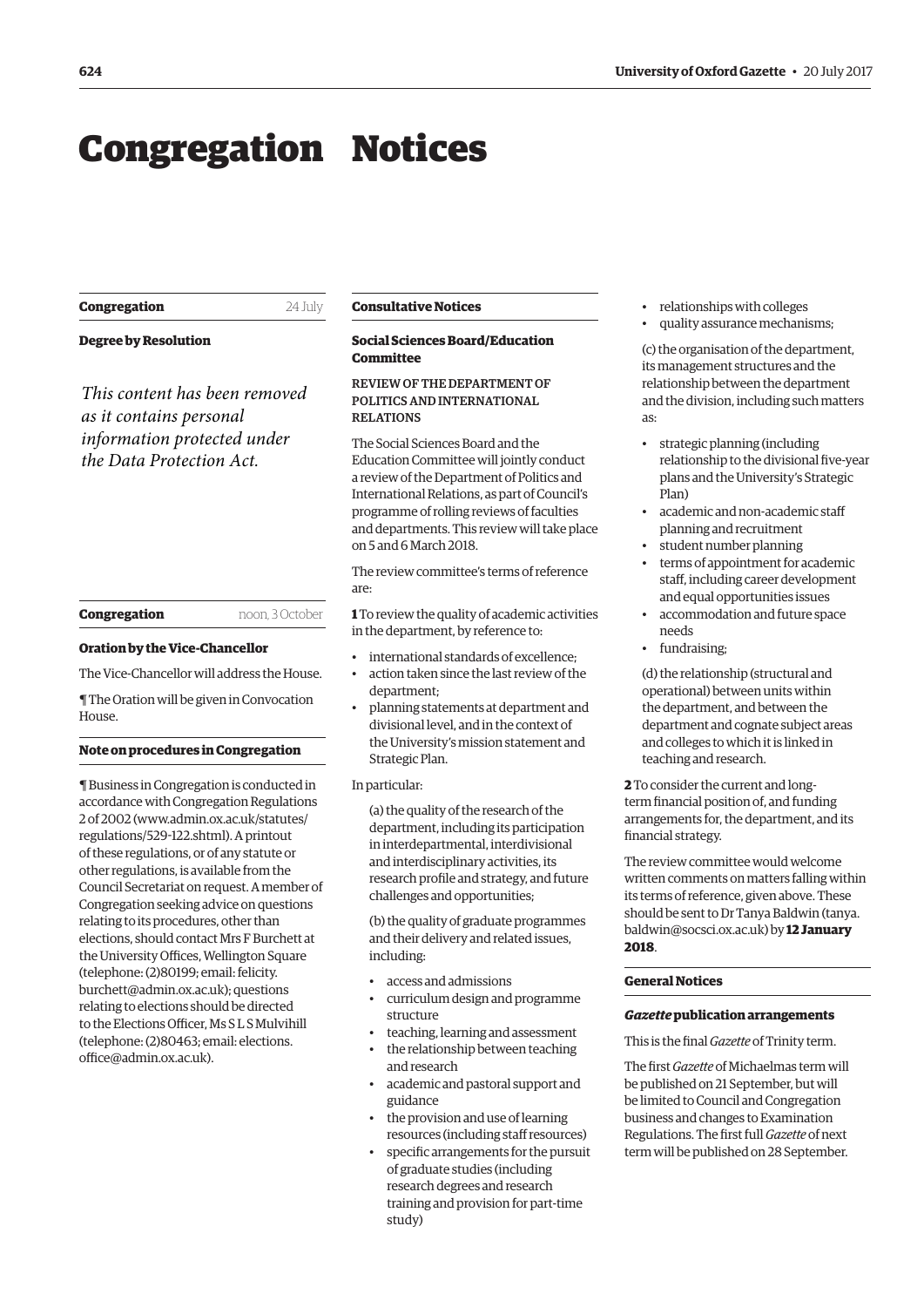# Congregation Notices

**Congregation** 24 July

**Degree by Resolution**

*This content has been removed as it contains personal information protected under the Data Protection Act.*

**Congregation** noon, 3 October

**Oration by the Vice-Chancellor**

The Vice-Chancellor will address the House.

¶ The Oration will be given in Convocation House.

**Note on procedures in Congregation**

¶ Business in Congregation is conducted in accordance with Congregation Regulations 2 of 2002 (www.admin.ox.ac.uk/statutes/regulations/529-122.shtml). A printout of these regulations, or of any statute or other regulations, is available from the Council Secretariat on request. A member of Congregation seeking advice on questions relating to its procedures, other than elections, should contact Mrs F Burchett at the University Offices, Wellington Square (telephone: (2)80199; email: felicity.burchett@admin.ox.ac.uk); questions relating to elections should be directed to the Elections Officer, Ms S L S Mulvihill (telephone: (2)80463; email: elections.office@admin.ox.ac.uk).

## Consultative Notices

### Social Sciences Board/Education Committee

REVIEW OF THE DEPARTMENT OF POLITICS AND INTERNATIONAL RELATIONS

The Social Sciences Board and the Education Committee will jointly conduct a review of the Department of Politics and International Relations, as part of Council's programme of rolling reviews of faculties and departments. This review will take place on 5 and 6 March 2018.

The review committee's terms of reference are:

**1** To review the quality of academic activities in the department, by reference to:

- international standards of excellence;
- action taken since the last review of the department;
- planning statements at department and divisional level, and in the context of the University's mission statement and Strategic Plan.

In particular:

(a) the quality of the research of the department, including its participation in interdepartmental, interdivisional and interdisciplinary activities, its research profile and strategy, and future challenges and opportunities;

(b) the quality of graduate programmes and their delivery and related issues, including:

- access and admissions
- curriculum design and programme structure
- teaching, learning and assessment
- the relationship between teaching and research
- academic and pastoral support and guidance
- the provision and use of learning resources (including staff resources)
- specific arrangements for the pursuit of graduate studies (including research degrees and research training and provision for part-time study)
- relationships with colleges
- quality assurance mechanisms;

(c) the organisation of the department, its management structures and the relationship between the department and the division, including such matters as:

- strategic planning (including relationship to the divisional five-year plans and the University's Strategic Plan)
- academic and non-academic staff planning and recruitment
- student number planning
- terms of appointment for academic staff, including career development and equal opportunities issues
- accommodation and future space needs
- fundraising;

(d) the relationship (structural and operational) between units within the department, and between the department and cognate subject areas and colleges to which it is linked in teaching and research.

**2** To consider the current and long-term financial position of, and funding arrangements for, the department, and its financial strategy.

The review committee would welcome written comments on matters falling within its terms of reference, given above. These should be sent to Dr Tanya Baldwin (tanya.baldwin@socsci.ox.ac.uk) by **12 January 2018**.

## General Notices

### *Gazette* publication arrangements

This is the final *Gazette* of Trinity term.

The first *Gazette* of Michaelmas term will be published on 21 September, but will be limited to Council and Congregation business and changes to Examination Regulations. The first full *Gazette* of next term will be published on 28 September.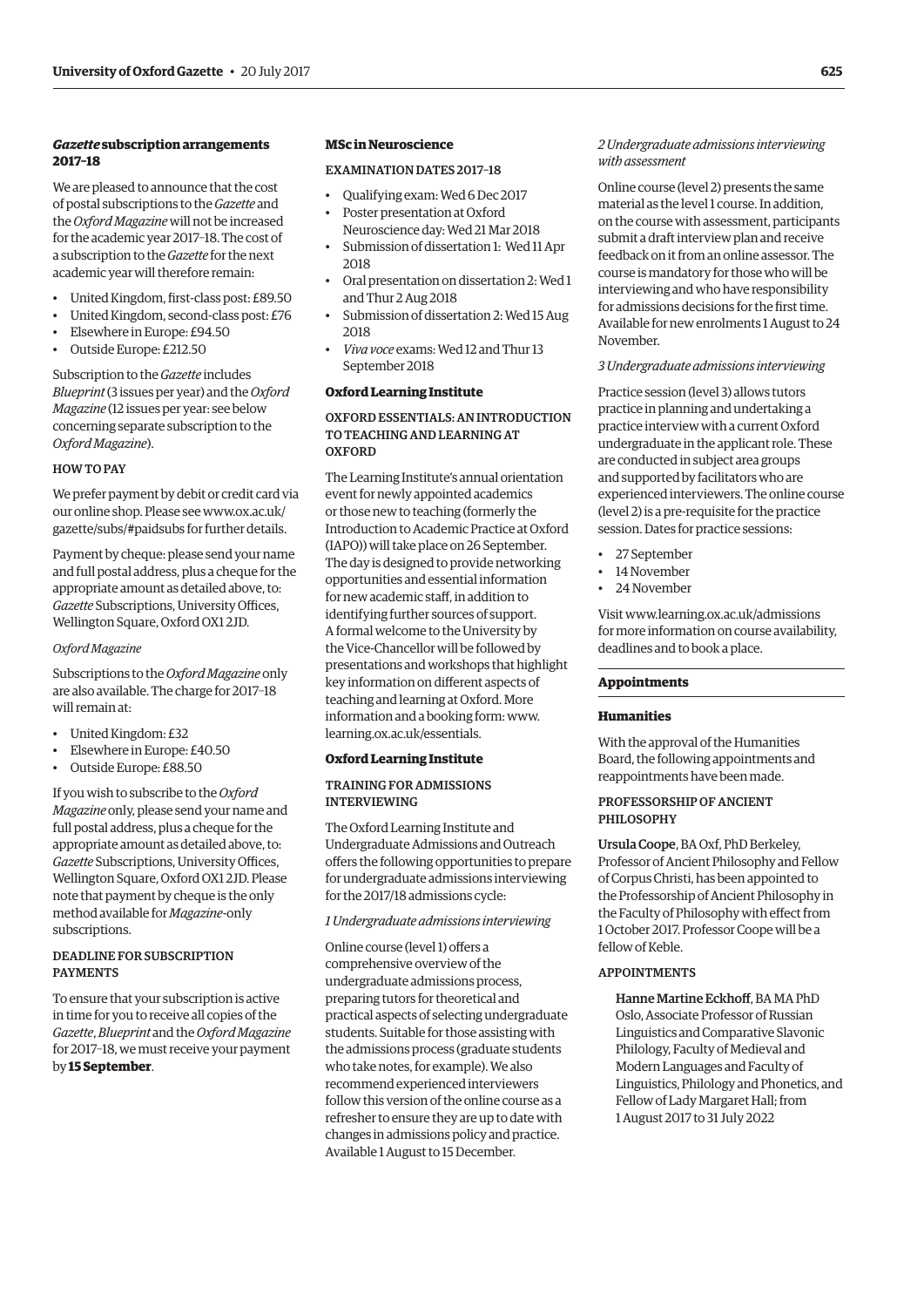## *Gazette* subscription arrangements 2017–18

We are pleased to announce that the cost of postal subscriptions to the *Gazette* and the *Oxford Magazine* will not be increased for the academic year 2017–18. The cost of a subscription to the *Gazette* for the next academic year will therefore remain:

- United Kingdom, first-class post: £89.50
- United Kingdom, second-class post: £76
- Elsewhere in Europe: £94.50
- Outside Europe: £212.50

Subscription to the *Gazette* includes *Blueprint* (3 issues per year) and the *Oxford Magazine* (12 issues per year: see below concerning separate subscription to the *Oxford Magazine*).

### HOW TO PAY

We prefer payment by debit or credit card via our online shop. Please see www.ox.ac.uk/gazette/subs/#paidsubs for further details.

Payment by cheque: please send your name and full postal address, plus a cheque for the appropriate amount as detailed above, to: *Gazette* Subscriptions, University Offices, Wellington Square, Oxford OX1 2JD.

*Oxford Magazine*

Subscriptions to the *Oxford Magazine* only are also available. The charge for 2017–18 will remain at:

- United Kingdom: £32
- Elsewhere in Europe: £40.50
- Outside Europe: £88.50

If you wish to subscribe to the *Oxford Magazine* only, please send your name and full postal address, plus a cheque for the appropriate amount as detailed above, to: *Gazette* Subscriptions, University Offices, Wellington Square, Oxford OX1 2JD. Please note that payment by cheque is the only method available for *Magazine*-only subscriptions.

### DEADLINE FOR SUBSCRIPTION PAYMENTS

To ensure that your subscription is active in time for you to receive all copies of the *Gazette*, *Blueprint* and the *Oxford Magazine* for 2017–18, we must receive your payment by **15 September**.

## MSc in Neuroscience

### EXAMINATION DATES 2017–18

- Qualifying exam: Wed 6 Dec 2017
- Poster presentation at Oxford Neuroscience day: Wed 21 Mar 2018
- Submission of dissertation 1: Wed 11 Apr 2018
- Oral presentation on dissertation 2: Wed 1 and Thur 2 Aug 2018
- Submission of dissertation 2: Wed 15 Aug 2018
- *Viva voce* exams: Wed 12 and Thur 13 September 2018

## Oxford Learning Institute

### OXFORD ESSENTIALS: AN INTRODUCTION TO TEACHING AND LEARNING AT OXFORD

The Learning Institute's annual orientation event for newly appointed academics or those new to teaching (formerly the Introduction to Academic Practice at Oxford (IAPO)) will take place on 26 September. The day is designed to provide networking opportunities and essential information for new academic staff, in addition to identifying further sources of support. A formal welcome to the University by the Vice-Chancellor will be followed by presentations and workshops that highlight key information on different aspects of teaching and learning at Oxford. More information and a booking form: www.learning.ox.ac.uk/essentials.

## Oxford Learning Institute

### TRAINING FOR ADMISSIONS INTERVIEWING

The Oxford Learning Institute and Undergraduate Admissions and Outreach offers the following opportunities to prepare for undergraduate admissions interviewing for the 2017/18 admissions cycle:

*1 Undergraduate admissions interviewing*

Online course (level 1) offers a comprehensive overview of the undergraduate admissions process, preparing tutors for theoretical and practical aspects of selecting undergraduate students. Suitable for those assisting with the admissions process (graduate students who take notes, for example). We also recommend experienced interviewers follow this version of the online course as a refresher to ensure they are up to date with changes in admissions policy and practice. Available 1 August to 15 December.

*2 Undergraduate admissions interviewing with assessment*

Online course (level 2) presents the same material as the level 1 course. In addition, on the course with assessment, participants submit a draft interview plan and receive feedback on it from an online assessor. The course is mandatory for those who will be interviewing and who have responsibility for admissions decisions for the first time. Available for new enrolments 1 August to 24 November.

*3 Undergraduate admissions interviewing*

Practice session (level 3) allows tutors practice in planning and undertaking a practice interview with a current Oxford undergraduate in the applicant role. These are conducted in subject area groups and supported by facilitators who are experienced interviewers. The online course (level 2) is a pre-requisite for the practice session. Dates for practice sessions:

- 27 September
- 14 November
- 24 November

Visit www.learning.ox.ac.uk/admissions for more information on course availability, deadlines and to book a place.

# Appointments

## Humanities

With the approval of the Humanities Board, the following appointments and reappointments have been made.

### PROFESSORSHIP OF ANCIENT PHILOSOPHY

Ursula Coope, BA Oxf, PhD Berkeley, Professor of Ancient Philosophy and Fellow of Corpus Christi, has been appointed to the Professorship of Ancient Philosophy in the Faculty of Philosophy with effect from 1 October 2017. Professor Coope will be a fellow of Keble.

### APPOINTMENTS

Hanne Martine Eckhoff, BA MA PhD Oslo, Associate Professor of Russian Linguistics and Comparative Slavonic Philology, Faculty of Medieval and Modern Languages and Faculty of Linguistics, Philology and Phonetics, and Fellow of Lady Margaret Hall; from 1 August 2017 to 31 July 2022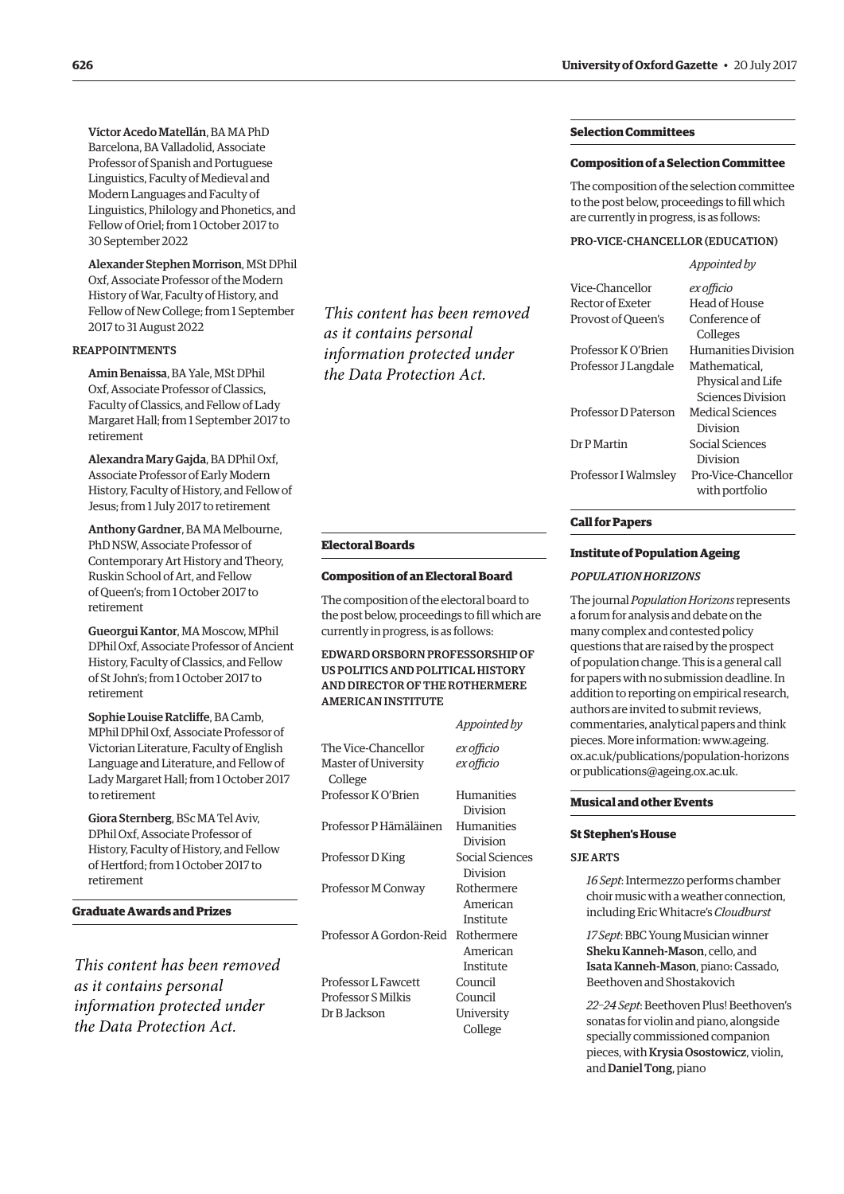**Víctor Acedo Matellán**, BA MA PhD Barcelona, BA Valladolid, Associate Professor of Spanish and Portuguese Linguistics, Faculty of Medieval and Modern Languages and Faculty of Linguistics, Philology and Phonetics, and Fellow of Oriel; from 1 October 2017 to 30 September 2022

**Alexander Stephen Morrison**, MSt DPhil Oxf, Associate Professor of the Modern History of War, Faculty of History, and Fellow of New College; from 1 September 2017 to 31 August 2022

REAPPOINTMENTS

**Amin Benaissa**, BA Yale, MSt DPhil Oxf, Associate Professor of Classics, Faculty of Classics, and Fellow of Lady Margaret Hall; from 1 September 2017 to retirement

**Alexandra Mary Gajda**, BA DPhil Oxf, Associate Professor of Early Modern History, Faculty of History, and Fellow of Jesus; from 1 July 2017 to retirement

**Anthony Gardner**, BA MA Melbourne, PhD NSW, Associate Professor of Contemporary Art History and Theory, Ruskin School of Art, and Fellow of Queen's; from 1 October 2017 to retirement

**Gueorgui Kantor**, MA Moscow, MPhil DPhil Oxf, Associate Professor of Ancient History, Faculty of Classics, and Fellow of St John's; from 1 October 2017 to retirement

**Sophie Louise Ratcliffe**, BA Camb, MPhil DPhil Oxf, Associate Professor of Victorian Literature, Faculty of English Language and Literature, and Fellow of Lady Margaret Hall; from 1 October 2017 to retirement

**Giora Sternberg**, BSc MA Tel Aviv, DPhil Oxf, Associate Professor of History, Faculty of History, and Fellow of Hertford; from 1 October 2017 to retirement

## Graduate Awards and Prizes

*This content has been removed as it contains personal information protected under the Data Protection Act.*

*This content has been removed as it contains personal information protected under the Data Protection Act.*

## Electoral Boards

### Composition of an Electoral Board

The composition of the electoral board to the post below, proceedings to fill which are currently in progress, is as follows:

EDWARD ORSBORN PROFESSORSHIP OF US POLITICS AND POLITICAL HISTORY AND DIRECTOR OF THE ROTHERMERE AMERICAN INSTITUTE

| | *Appointed by* |
|---|---|
| The Vice-Chancellor | *ex officio* |
| Master of University College | *ex officio* |
| Professor K O'Brien | Humanities Division |
| Professor P Hämäläinen | Humanities Division |
| Professor D King | Social Sciences Division |
| Professor M Conway | Rothermere American Institute |
| Professor A Gordon-Reid | Rothermere American Institute |
| Professor L Fawcett | Council |
| Professor S Milkis | Council |
| Dr B Jackson | University College |

## Selection Committees

### Composition of a Selection Committee

The composition of the selection committee to the post below, proceedings to fill which are currently in progress, is as follows:

PRO-VICE-CHANCELLOR (EDUCATION)

| | *Appointed by* |
|---|---|
| Vice-Chancellor | *ex officio* |
| Rector of Exeter | Head of House |
| Provost of Queen's | Conference of Colleges |
| Professor K O'Brien | Humanities Division |
| Professor J Langdale | Mathematical, Physical and Life Sciences Division |
| Professor D Paterson | Medical Sciences Division |
| Dr P Martin | Social Sciences Division |
| Professor I Walmsley | Pro-Vice-Chancellor with portfolio |

## Call for Papers

### Institute of Population Ageing

*POPULATION HORIZONS*

The journal *Population Horizons* represents a forum for analysis and debate on the many complex and contested policy questions that are raised by the prospect of population change. This is a general call for papers with no submission deadline. In addition to reporting on empirical research, authors are invited to submit reviews, commentaries, analytical papers and think pieces. More information: www.ageing.ox.ac.uk/publications/population-horizons or publications@ageing.ox.ac.uk.

## Musical and other Events

### St Stephen's House

SJE ARTS

*16 Sept*: Intermezzo performs chamber choir music with a weather connection, including Eric Whitacre's *Cloudburst*

*17 Sept*: BBC Young Musician winner **Sheku Kanneh-Mason**, cello, and **Isata Kanneh-Mason**, piano: Cassado, Beethoven and Shostakovich

*22–24 Sept*: Beethoven Plus! Beethoven's sonatas for violin and piano, alongside specially commissioned companion pieces, with **Krysia Osostowicz**, violin, and **Daniel Tong**, piano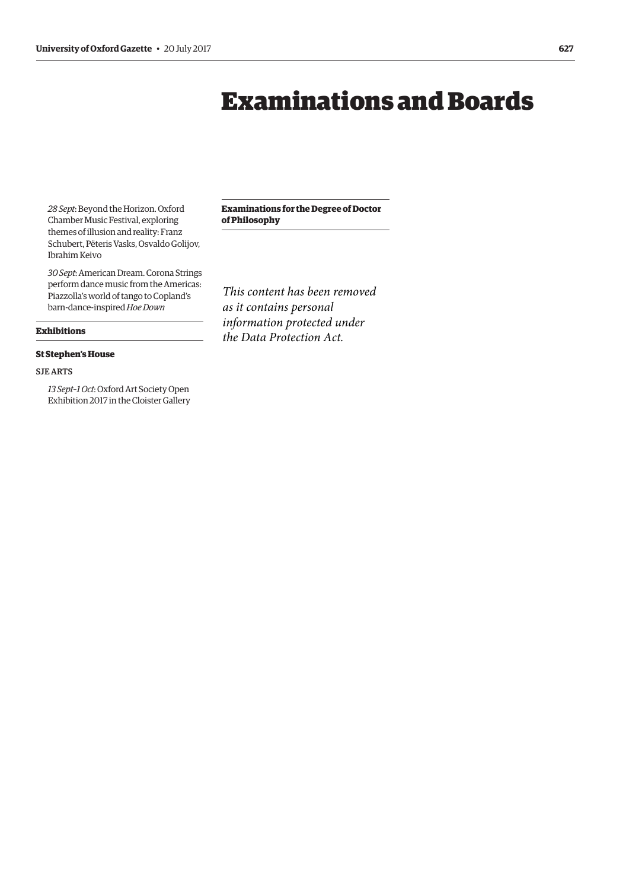*28 Sept*: Beyond the Horizon. Oxford Chamber Music Festival, exploring themes of illusion and reality: Franz Schubert, Pēteris Vasks, Osvaldo Golijov, Ibrahim Keivo

*30 Sept*: American Dream. Corona Strings perform dance music from the Americas: Piazzolla's world of tango to Copland's barn-dance-inspired *Hoe Down*

**Exhibitions**

**St Stephen's House**

SJE ARTS

*13 Sept–1 Oct*: Oxford Art Society Open Exhibition 2017 in the Cloister Gallery

# Examinations and Boards

**Examinations for the Degree of Doctor of Philosophy**

*This content has been removed as it contains personal information protected under the Data Protection Act.*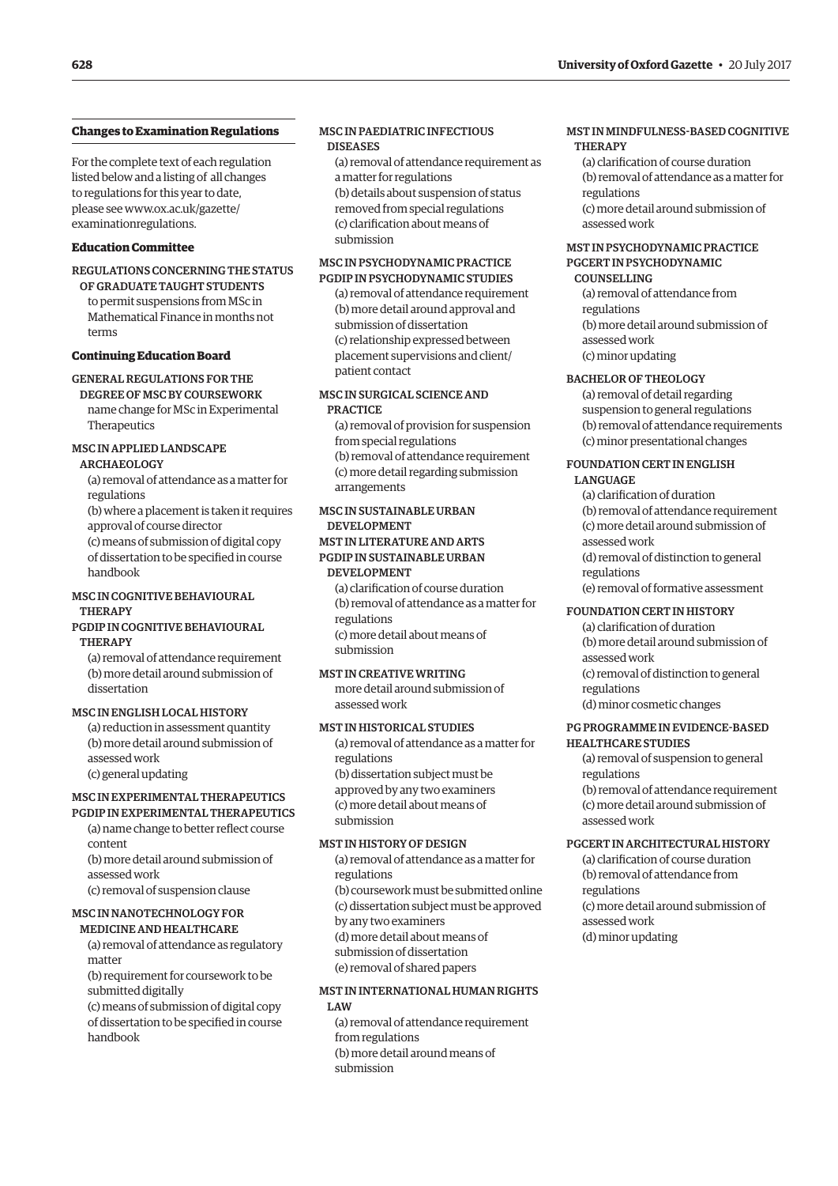## Changes to Examination Regulations

For the complete text of each regulation listed below and a listing of all changes to regulations for this year to date, please see www.ox.ac.uk/gazette/examinationregulations.

### Education Committee

REGULATIONS CONCERNING THE STATUS OF GRADUATE TAUGHT STUDENTS

to permit suspensions from MSc in Mathematical Finance in months not terms

### Continuing Education Board

GENERAL REGULATIONS FOR THE DEGREE OF MSC BY COURSEWORK

name change for MSc in Experimental Therapeutics

MSC IN APPLIED LANDSCAPE ARCHAEOLOGY

(a) removal of attendance as a matter for regulations
(b) where a placement is taken it requires approval of course director
(c) means of submission of digital copy of dissertation to be specified in course handbook

MSC IN COGNITIVE BEHAVIOURAL THERAPY
PGDIP IN COGNITIVE BEHAVIOURAL THERAPY

(a) removal of attendance requirement
(b) more detail around submission of dissertation

MSC IN ENGLISH LOCAL HISTORY

(a) reduction in assessment quantity
(b) more detail around submission of assessed work
(c) general updating

MSC IN EXPERIMENTAL THERAPEUTICS
PGDIP IN EXPERIMENTAL THERAPEUTICS

(a) name change to better reflect course content
(b) more detail around submission of assessed work
(c) removal of suspension clause

MSC IN NANOTECHNOLOGY FOR MEDICINE AND HEALTHCARE

(a) removal of attendance as regulatory matter
(b) requirement for coursework to be submitted digitally
(c) means of submission of digital copy of dissertation to be specified in course handbook

MSC IN PAEDIATRIC INFECTIOUS DISEASES

(a) removal of attendance requirement as a matter for regulations
(b) details about suspension of status removed from special regulations
(c) clarification about means of submission

MSC IN PSYCHODYNAMIC PRACTICE
PGDIP IN PSYCHODYNAMIC STUDIES

(a) removal of attendance requirement
(b) more detail around approval and submission of dissertation
(c) relationship expressed between placement supervisions and client/patient contact

MSC IN SURGICAL SCIENCE AND PRACTICE

(a) removal of provision for suspension from special regulations
(b) removal of attendance requirement
(c) more detail regarding submission arrangements

MSC IN SUSTAINABLE URBAN DEVELOPMENT
MST IN LITERATURE AND ARTS
PGDIP IN SUSTAINABLE URBAN DEVELOPMENT

(a) clarification of course duration
(b) removal of attendance as a matter for regulations
(c) more detail about means of submission

MST IN CREATIVE WRITING

more detail around submission of assessed work

MST IN HISTORICAL STUDIES

(a) removal of attendance as a matter for regulations
(b) dissertation subject must be approved by any two examiners
(c) more detail about means of submission

MST IN HISTORY OF DESIGN

(a) removal of attendance as a matter for regulations
(b) coursework must be submitted online
(c) dissertation subject must be approved by any two examiners
(d) more detail about means of submission of dissertation
(e) removal of shared papers

MST IN INTERNATIONAL HUMAN RIGHTS LAW

(a) removal of attendance requirement from regulations
(b) more detail around means of submission

MST IN MINDFULNESS-BASED COGNITIVE THERAPY

(a) clarification of course duration
(b) removal of attendance as a matter for regulations
(c) more detail around submission of assessed work

MST IN PSYCHODYNAMIC PRACTICE
PGCERT IN PSYCHODYNAMIC COUNSELLING

(a) removal of attendance from regulations
(b) more detail around submission of assessed work
(c) minor updating

BACHELOR OF THEOLOGY

(a) removal of detail regarding suspension to general regulations
(b) removal of attendance requirements
(c) minor presentational changes

FOUNDATION CERT IN ENGLISH LANGUAGE

(a) clarification of duration
(b) removal of attendance requirement
(c) more detail around submission of assessed work
(d) removal of distinction to general regulations
(e) removal of formative assessment

FOUNDATION CERT IN HISTORY

(a) clarification of duration
(b) more detail around submission of assessed work
(c) removal of distinction to general regulations
(d) minor cosmetic changes

PG PROGRAMME IN EVIDENCE-BASED HEALTHCARE STUDIES

(a) removal of suspension to general regulations
(b) removal of attendance requirement
(c) more detail around submission of assessed work

PGCERT IN ARCHITECTURAL HISTORY

(a) clarification of course duration
(b) removal of attendance from regulations
(c) more detail around submission of assessed work
(d) minor updating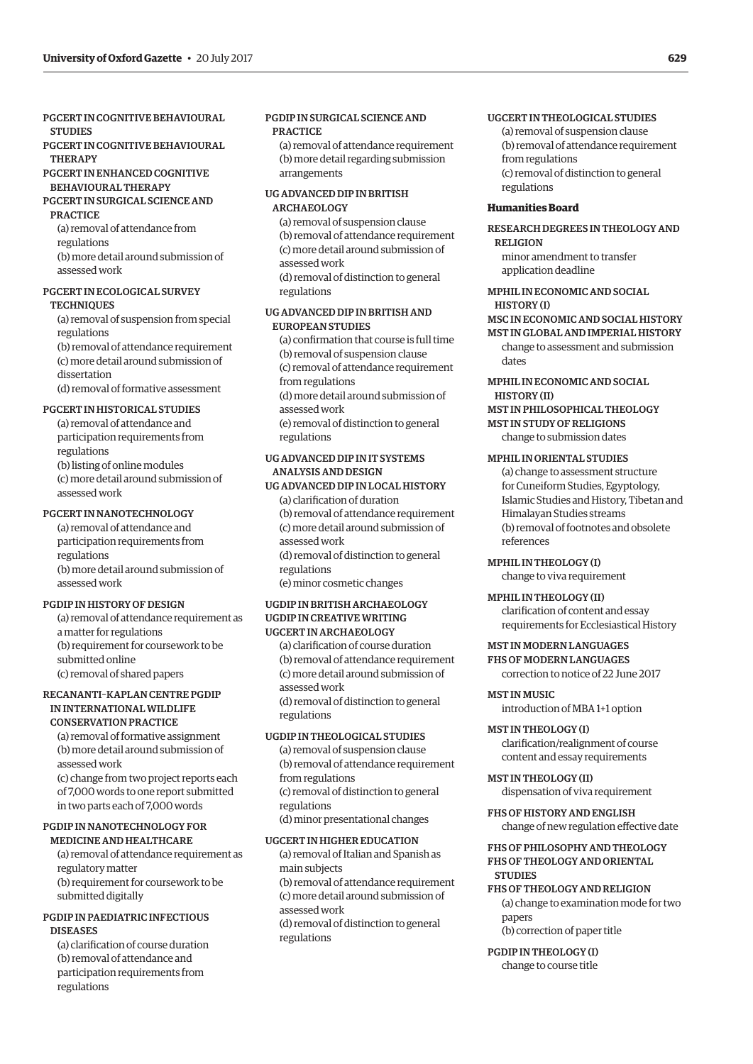PGCERT IN COGNITIVE BEHAVIOURAL STUDIES
PGCERT IN COGNITIVE BEHAVIOURAL THERAPY
PGCERT IN ENHANCED COGNITIVE BEHAVIOURAL THERAPY
PGCERT IN SURGICAL SCIENCE AND PRACTICE

(a) removal of attendance from regulations
(b) more detail around submission of assessed work

PGCERT IN ECOLOGICAL SURVEY TECHNIQUES

(a) removal of suspension from special regulations
(b) removal of attendance requirement
(c) more detail around submission of dissertation
(d) removal of formative assessment

PGCERT IN HISTORICAL STUDIES

(a) removal of attendance and participation requirements from regulations
(b) listing of online modules
(c) more detail around submission of assessed work

PGCERT IN NANOTECHNOLOGY

(a) removal of attendance and participation requirements from regulations
(b) more detail around submission of assessed work

PGDIP IN HISTORY OF DESIGN

(a) removal of attendance requirement as a matter for regulations
(b) requirement for coursework to be submitted online
(c) removal of shared papers

RECANATI–KAPLAN CENTRE PGDIP IN INTERNATIONAL WILDLIFE CONSERVATION PRACTICE

(a) removal of formative assignment
(b) more detail around submission of assessed work
(c) change from two project reports each of 7,000 words to one report submitted in two parts each of 7,000 words

PGDIP IN NANOTECHNOLOGY FOR MEDICINE AND HEALTHCARE

(a) removal of attendance requirement as regulatory matter
(b) requirement for coursework to be submitted digitally

PGDIP IN PAEDIATRIC INFECTIOUS DISEASES

(a) clarification of course duration
(b) removal of attendance and participation requirements from regulations

PGDIP IN SURGICAL SCIENCE AND PRACTICE

(a) removal of attendance requirement
(b) more detail regarding submission arrangements

UG ADVANCED DIP IN BRITISH ARCHAEOLOGY

(a) removal of suspension clause
(b) removal of attendance requirement
(c) more detail around submission of assessed work
(d) removal of distinction to general regulations

UG ADVANCED DIP IN BRITISH AND EUROPEAN STUDIES

(a) confirmation that course is full time
(b) removal of suspension clause
(c) removal of attendance requirement from regulations
(d) more detail around submission of assessed work
(e) removal of distinction to general regulations

UG ADVANCED DIP IN IT SYSTEMS ANALYSIS AND DESIGN
UG ADVANCED DIP IN LOCAL HISTORY

(a) clarification of duration
(b) removal of attendance requirement
(c) more detail around submission of assessed work
(d) removal of distinction to general regulations
(e) minor cosmetic changes

UGDIP IN BRITISH ARCHAEOLOGY
UGDIP IN CREATIVE WRITING
UGCERT IN ARCHAEOLOGY

(a) clarification of course duration
(b) removal of attendance requirement
(c) more detail around submission of assessed work
(d) removal of distinction to general regulations

UGDIP IN THEOLOGICAL STUDIES

(a) removal of suspension clause
(b) removal of attendance requirement from regulations
(c) removal of distinction to general regulations
(d) minor presentational changes

UGCERT IN HIGHER EDUCATION

(a) removal of Italian and Spanish as main subjects
(b) removal of attendance requirement
(c) more detail around submission of assessed work
(d) removal of distinction to general regulations

UGCERT IN THEOLOGICAL STUDIES

(a) removal of suspension clause
(b) removal of attendance requirement from regulations
(c) removal of distinction to general regulations

### Humanities Board

RESEARCH DEGREES IN THEOLOGY AND RELIGION

minor amendment to transfer application deadline

MPHIL IN ECONOMIC AND SOCIAL HISTORY (I)
MSC IN ECONOMIC AND SOCIAL HISTORY
MST IN GLOBAL AND IMPERIAL HISTORY

change to assessment and submission dates

MPHIL IN ECONOMIC AND SOCIAL HISTORY (II)
MST IN PHILOSOPHICAL THEOLOGY
MST IN STUDY OF RELIGIONS

change to submission dates

MPHIL IN ORIENTAL STUDIES

(a) change to assessment structure for Cuneiform Studies, Egyptology, Islamic Studies and History, Tibetan and Himalayan Studies streams
(b) removal of footnotes and obsolete references

MPHIL IN THEOLOGY (I)

change to viva requirement

MPHIL IN THEOLOGY (II)

clarification of content and essay requirements for Ecclesiastical History

MST IN MODERN LANGUAGES
FHS OF MODERN LANGUAGES

correction to notice of 22 June 2017

MST IN MUSIC

introduction of MBA 1+1 option

MST IN THEOLOGY (I)

clarification/realignment of course content and essay requirements

MST IN THEOLOGY (II)

dispensation of viva requirement

FHS OF HISTORY AND ENGLISH

change of new regulation effective date

FHS OF PHILOSOPHY AND THEOLOGY
FHS OF THEOLOGY AND ORIENTAL STUDIES
FHS OF THEOLOGY AND RELIGION

(a) change to examination mode for two papers
(b) correction of paper title

PGDIP IN THEOLOGY (I)

change to course title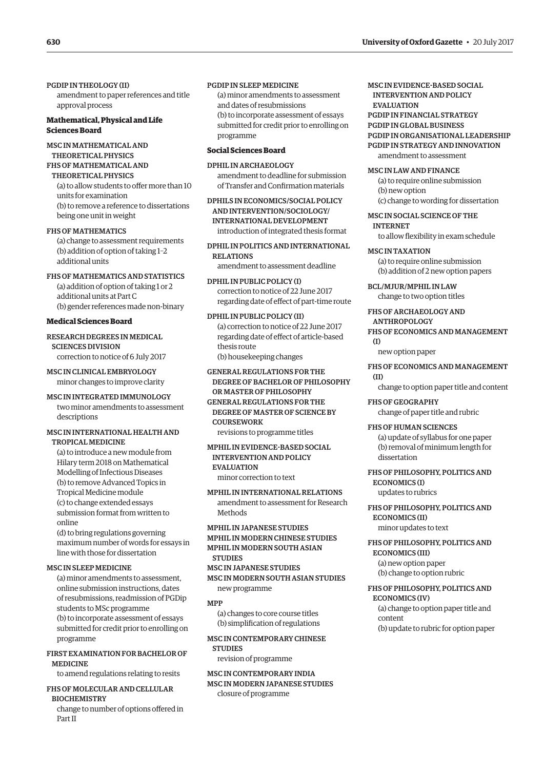PGDIP IN THEOLOGY (II)

amendment to paper references and title approval process

**Mathematical, Physical and Life Sciences Board**

MSC IN MATHEMATICAL AND THEORETICAL PHYSICS
FHS OF MATHEMATICAL AND THEORETICAL PHYSICS

(a) to allow students to offer more than 10 units for examination
(b) to remove a reference to dissertations being one unit in weight

FHS OF MATHEMATICS

(a) change to assessment requirements
(b) addition of option of taking 1–2 additional units

FHS OF MATHEMATICS AND STATISTICS

(a) addition of option of taking 1 or 2 additional units at Part C
(b) gender references made non-binary

**Medical Sciences Board**

RESEARCH DEGREES IN MEDICAL SCIENCES DIVISION

correction to notice of 6 July 2017

MSC IN CLINICAL EMBRYOLOGY

minor changes to improve clarity

MSC IN INTEGRATED IMMUNOLOGY

two minor amendments to assessment descriptions

MSC IN INTERNATIONAL HEALTH AND TROPICAL MEDICINE

(a) to introduce a new module from Hilary term 2018 on Mathematical Modelling of Infectious Diseases
(b) to remove Advanced Topics in Tropical Medicine module
(c) to change extended essays submission format from written to online
(d) to bring regulations governing maximum number of words for essays in line with those for dissertation

MSC IN SLEEP MEDICINE

(a) minor amendments to assessment, online submission instructions, dates of resubmissions, readmission of PGDip students to MSc programme
(b) to incorporate assessment of essays submitted for credit prior to enrolling on programme

FIRST EXAMINATION FOR BACHELOR OF MEDICINE

to amend regulations relating to resits

FHS OF MOLECULAR AND CELLULAR BIOCHEMISTRY

change to number of options offered in Part II

PGDIP IN SLEEP MEDICINE

(a) minor amendments to assessment and dates of resubmissions
(b) to incorporate assessment of essays submitted for credit prior to enrolling on programme

**Social Sciences Board**

DPHIL IN ARCHAEOLOGY

amendment to deadline for submission of Transfer and Confirmation materials

DPHILS IN ECONOMICS/SOCIAL POLICY AND INTERVENTION/SOCIOLOGY/ INTERNATIONAL DEVELOPMENT

introduction of integrated thesis format

DPHIL IN POLITICS AND INTERNATIONAL RELATIONS

amendment to assessment deadline

DPHIL IN PUBLIC POLICY (I)

correction to notice of 22 June 2017 regarding date of effect of part-time route

DPHIL IN PUBLIC POLICY (II)

(a) correction to notice of 22 June 2017 regarding date of effect of article-based thesis route
(b) housekeeping changes

GENERAL REGULATIONS FOR THE DEGREE OF BACHELOR OF PHILOSOPHY OR MASTER OF PHILOSOPHY
GENERAL REGULATIONS FOR THE DEGREE OF MASTER OF SCIENCE BY COURSEWORK

revisions to programme titles

MPHIL IN EVIDENCE-BASED SOCIAL INTERVENTION AND POLICY EVALUATION

minor correction to text

MPHIL IN INTERNATIONAL RELATIONS

amendment to assessment for Research Methods

MPHIL IN JAPANESE STUDIES
MPHIL IN MODERN CHINESE STUDIES
MPHIL IN MODERN SOUTH ASIAN STUDIES
MSC IN JAPANESE STUDIES
MSC IN MODERN SOUTH ASIAN STUDIES

new programme

MPP

(a) changes to core course titles
(b) simplification of regulations

MSC IN CONTEMPORARY CHINESE STUDIES

revision of programme

MSC IN CONTEMPORARY INDIA
MSC IN MODERN JAPANESE STUDIES

closure of programme

MSC IN EVIDENCE-BASED SOCIAL INTERVENTION AND POLICY EVALUATION
PGDIP IN FINANCIAL STRATEGY
PGDIP IN GLOBAL BUSINESS
PGDIP IN ORGANISATIONAL LEADERSHIP
PGDIP IN STRATEGY AND INNOVATION

amendment to assessment

MSC IN LAW AND FINANCE

(a) to require online submission
(b) new option
(c) change to wording for dissertation

MSC IN SOCIAL SCIENCE OF THE INTERNET

to allow flexibility in exam schedule

MSC IN TAXATION

(a) to require online submission
(b) addition of 2 new option papers

BCL/MJUR/MPHIL IN LAW

change to two option titles

FHS OF ARCHAEOLOGY AND ANTHROPOLOGY
FHS OF ECONOMICS AND MANAGEMENT (I)

new option paper

FHS OF ECONOMICS AND MANAGEMENT (II)

change to option paper title and content

FHS OF GEOGRAPHY

change of paper title and rubric

FHS OF HUMAN SCIENCES

(a) update of syllabus for one paper
(b) removal of minimum length for dissertation

FHS OF PHILOSOPHY, POLITICS AND ECONOMICS (I)

updates to rubrics

FHS OF PHILOSOPHY, POLITICS AND ECONOMICS (II)

minor updates to text

FHS OF PHILOSOPHY, POLITICS AND ECONOMICS (III)

(a) new option paper
(b) change to option rubric

FHS OF PHILOSOPHY, POLITICS AND ECONOMICS (IV)

(a) change to option paper title and content
(b) update to rubric for option paper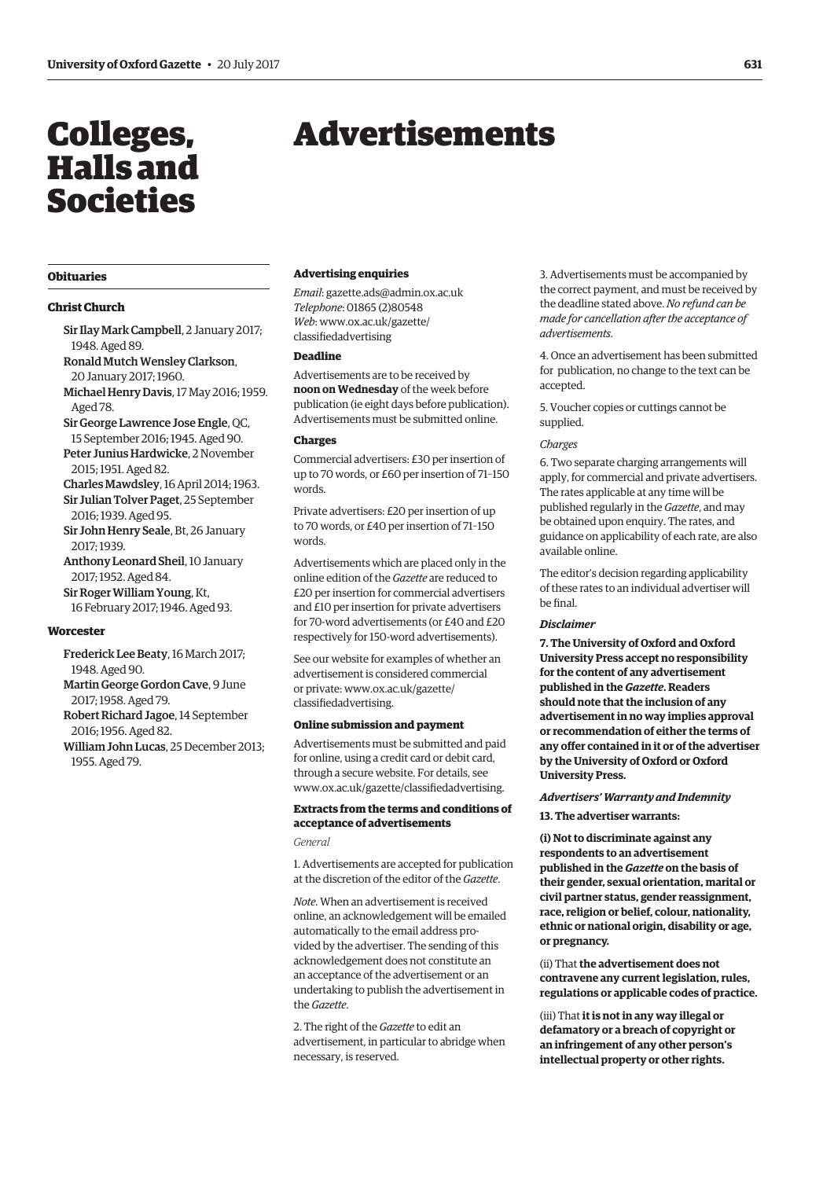# Colleges, Halls and Societies

## Obituaries

### Christ Church

**Sir Ilay Mark Campbell**, 2 January 2017; 1948. Aged 89.

**Ronald Mutch Wensley Clarkson**, 20 January 2017; 1960.

**Michael Henry Davis**, 17 May 2016; 1959. Aged 78.

**Sir George Lawrence Jose Engle**, QC, 15 September 2016; 1945. Aged 90.

**Peter Junius Hardwicke**, 2 November 2015; 1951. Aged 82.

**Charles Mawdsley**, 16 April 2014; 1963.

**Sir Julian Tolver Paget**, 25 September 2016; 1939. Aged 95.

**Sir John Henry Seale**, Bt, 26 January 2017; 1939.

**Anthony Leonard Sheil**, 10 January 2017; 1952. Aged 84.

**Sir Roger William Young**, Kt, 16 February 2017; 1946. Aged 93.

### Worcester

**Frederick Lee Beaty**, 16 March 2017; 1948. Aged 90.

**Martin George Gordon Cave**, 9 June 2017; 1958. Aged 79.

**Robert Richard Jagoe**, 14 September 2016; 1956. Aged 82.

**William John Lucas**, 25 December 2013; 1955. Aged 79.

# Advertisements

### Advertising enquiries

*Email*: gazette.ads@admin.ox.ac.uk
*Telephone*: 01865 (2)80548
*Web*: www.ox.ac.uk/gazette/classifiedadvertising

### Deadline

Advertisements are to be received by **noon on Wednesday** of the week before publication (ie eight days before publication). Advertisements must be submitted online.

### Charges

Commercial advertisers: £30 per insertion of up to 70 words, or £60 per insertion of 71–150 words.

Private advertisers: £20 per insertion of up to 70 words, or £40 per insertion of 71–150 words.

Advertisements which are placed only in the online edition of the *Gazette* are reduced to £20 per insertion for commercial advertisers and £10 per insertion for private advertisers for 70-word advertisements (or £40 and £20 respectively for 150-word advertisements).

See our website for examples of whether an advertisement is considered commercial or private: www.ox.ac.uk/gazette/classifiedadvertising.

### Online submission and payment

Advertisements must be submitted and paid for online, using a credit card or debit card, through a secure website. For details, see www.ox.ac.uk/gazette/classifiedadvertising.

### Extracts from the terms and conditions of acceptance of advertisements

*General*

1. Advertisements are accepted for publication at the discretion of the editor of the *Gazette*.

*Note*. When an advertisement is received online, an acknowledgement will be emailed automatically to the email address provided by the advertiser. The sending of this acknowledgement does not constitute an an acceptance of the advertisement or an undertaking to publish the advertisement in the *Gazette*.

2. The right of the *Gazette* to edit an advertisement, in particular to abridge when necessary, is reserved.

3. Advertisements must be accompanied by the correct payment, and must be received by the deadline stated above. *No refund can be made for cancellation after the acceptance of advertisements*.

4. Once an advertisement has been submitted for publication, no change to the text can be accepted.

5. Voucher copies or cuttings cannot be supplied.

*Charges*

6. Two separate charging arrangements will apply, for commercial and private advertisers. The rates applicable at any time will be published regularly in the *Gazette*, and may be obtained upon enquiry. The rates, and guidance on applicability of each rate, are also available online.

The editor's decision regarding applicability of these rates to an individual advertiser will be final.

***Disclaimer***

**7. The University of Oxford and Oxford University Press accept no responsibility for the content of any advertisement published in the *Gazette*. Readers should note that the inclusion of any advertisement in no way implies approval or recommendation of either the terms of any offer contained in it or of the advertiser by the University of Oxford or Oxford University Press.**

***Advertisers' Warranty and Indemnity***

**13. The advertiser warrants:**

**(i) Not to discriminate against any respondents to an advertisement published in the *Gazette* on the basis of their gender, sexual orientation, marital or civil partner status, gender reassignment, race, religion or belief, colour, nationality, ethnic or national origin, disability or age, or pregnancy.**

(ii) That **the advertisement does not contravene any current legislation, rules, regulations or applicable codes of practice.**

(iii) That **it is not in any way illegal or defamatory or a breach of copyright or an infringement of any other person's intellectual property or other rights.**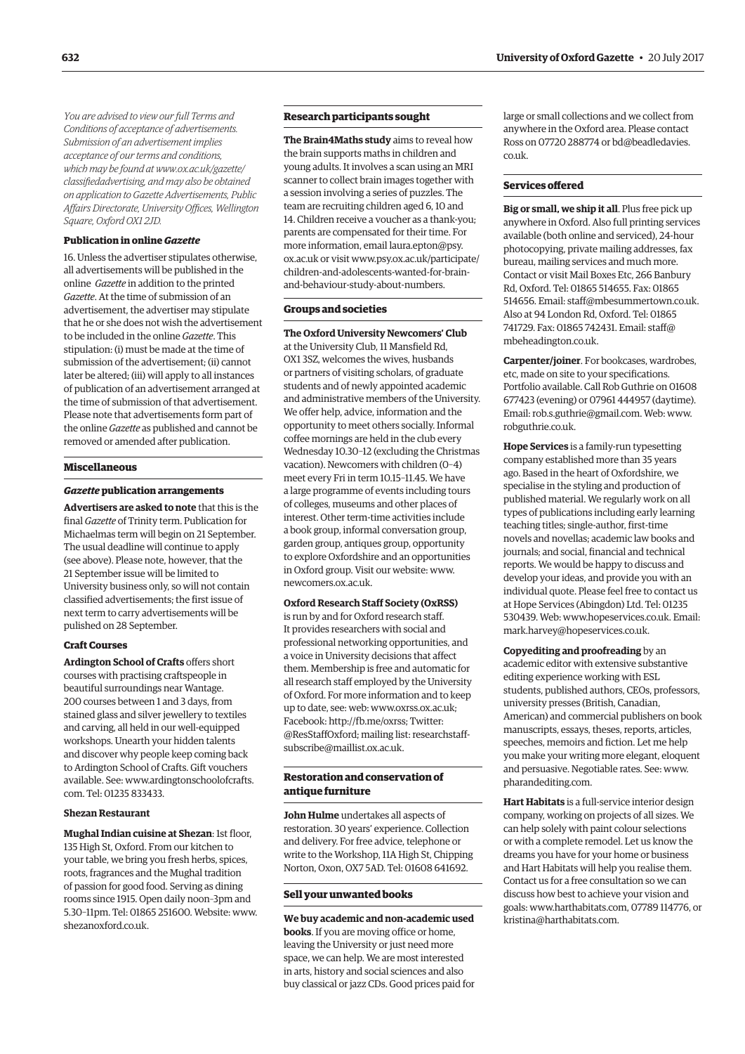*You are advised to view our full Terms and Conditions of acceptance of advertisements. Submission of an advertisement implies acceptance of our terms and conditions, which may be found at www.ox.ac.uk/gazette/classifiedadvertising, and may also be obtained on application to Gazette Advertisements, Public Affairs Directorate, University Offices, Wellington Square, Oxford OX1 2JD.*

### Publication in online *Gazette*

16. Unless the advertiser stipulates otherwise, all advertisements will be published in the online *Gazette* in addition to the printed *Gazette*. At the time of submission of an advertisement, the advertiser may stipulate that he or she does not wish the advertisement to be included in the online *Gazette*. This stipulation: (i) must be made at the time of submission of the advertisement; (ii) cannot later be altered; (iii) will apply to all instances of publication of an advertisement arranged at the time of submission of that advertisement. Please note that advertisements form part of the online *Gazette* as published and cannot be removed or amended after publication.

## Miscellaneous

### *Gazette* publication arrangements

**Advertisers are asked to note** that this is the final *Gazette* of Trinity term. Publication for Michaelmas term will begin on 21 September. The usual deadline will continue to apply (see above). Please note, however, that the 21 September issue will be limited to University business only, so will not contain classified advertisements; the first issue of next term to carry advertisements will be pulished on 28 September.

### Craft Courses

**Ardington School of Crafts** offers short courses with practising craftspeople in beautiful surroundings near Wantage. 200 courses between 1 and 3 days, from stained glass and silver jewellery to textiles and carving, all held in our well-equipped workshops. Unearth your hidden talents and discover why people keep coming back to Ardington School of Crafts. Gift vouchers available. See: www.ardingtonschoolofcrafts.com. Tel: 01235 833433.

### Shezan Restaurant

**Mughal Indian cuisine at Shezan**: 1st floor, 135 High St, Oxford. From our kitchen to your table, we bring you fresh herbs, spices, roots, fragrances and the Mughal tradition of passion for good food. Serving as dining rooms since 1915. Open daily noon–3pm and 5.30–11pm. Tel: 01865 251600. Website: www.shezanoxford.co.uk.

## Research participants sought

**The Brain4Maths study** aims to reveal how the brain supports maths in children and young adults. It involves a scan using an MRI scanner to collect brain images together with a session involving a series of puzzles. The team are recruiting children aged 6, 10 and 14. Children receive a voucher as a thank-you; parents are compensated for their time. For more information, email laura.epton@psy.ox.ac.uk or visit www.psy.ox.ac.uk/participate/children-and-adolescents-wanted-for-brain-and-behaviour-study-about-numbers.

## Groups and societies

**The Oxford University Newcomers' Club** at the University Club, 11 Mansfield Rd, OX1 3SZ, welcomes the wives, husbands or partners of visiting scholars, of graduate students and of newly appointed academic and administrative members of the University. We offer help, advice, information and the opportunity to meet others socially. Informal coffee mornings are held in the club every Wednesday 10.30–12 (excluding the Christmas vacation). Newcomers with children (0–4) meet every Fri in term 10.15–11.45. We have a large programme of events including tours of colleges, museums and other places of interest. Other term-time activities include a book group, informal conversation group, garden group, antiques group, opportunity to explore Oxfordshire and an opportunities in Oxford group. Visit our website: www.newcomers.ox.ac.uk.

**Oxford Research Staff Society (OxRSS)** is run by and for Oxford research staff. It provides researchers with social and professional networking opportunities, and a voice in University decisions that affect them. Membership is free and automatic for all research staff employed by the University of Oxford. For more information and to keep up to date, see: web: www.oxrss.ox.ac.uk; Facebook: http://fb.me/oxrss; Twitter: @ResStaffOxford; mailing list: researchstaff-subscribe@maillist.ox.ac.uk.

## Restoration and conservation of antique furniture

**John Hulme** undertakes all aspects of restoration. 30 years' experience. Collection and delivery. For free advice, telephone or write to the Workshop, 11A High St, Chipping Norton, Oxon, OX7 5AD. Tel: 01608 641692.

## Sell your unwanted books

**We buy academic and non-academic used books**. If you are moving office or home, leaving the University or just need more space, we can help. We are most interested in arts, history and social sciences and also buy classical or jazz CDs. Good prices paid for large or small collections and we collect from anywhere in the Oxford area. Please contact Ross on 07720 288774 or bd@beadledavies.co.uk.

## Services offered

**Big or small, we ship it all**. Plus free pick up anywhere in Oxford. Also full printing services available (both online and serviced), 24-hour photocopying, private mailing addresses, fax bureau, mailing services and much more. Contact or visit Mail Boxes Etc, 266 Banbury Rd, Oxford. Tel: 01865 514655. Fax: 01865 514656. Email: staff@mbesummertown.co.uk. Also at 94 London Rd, Oxford. Tel: 01865 741729. Fax: 01865 742431. Email: staff@mbeheadington.co.uk.

**Carpenter/joiner**. For bookcases, wardrobes, etc, made on site to your specifications. Portfolio available. Call Rob Guthrie on 01608 677423 (evening) or 07961 444957 (daytime). Email: rob.s.guthrie@gmail.com. Web: www.robguthrie.co.uk.

**Hope Services** is a family-run typesetting company established more than 35 years ago. Based in the heart of Oxfordshire, we specialise in the styling and production of published material. We regularly work on all types of publications including early learning teaching titles; single-author, first-time novels and novellas; academic law books and journals; and social, financial and technical reports. We would be happy to discuss and develop your ideas, and provide you with an individual quote. Please feel free to contact us at Hope Services (Abingdon) Ltd. Tel: 01235 530439. Web: www.hopeservices.co.uk. Email: mark.harvey@hopeservices.co.uk.

**Copyediting and proofreading** by an academic editor with extensive substantive editing experience working with ESL students, published authors, CEOs, professors, university presses (British, Canadian, American) and commercial publishers on book manuscripts, essays, theses, reports, articles, speeches, memoirs and fiction. Let me help you make your writing more elegant, eloquent and persuasive. Negotiable rates. See: www.pharandediting.com.

**Hart Habitats** is a full-service interior design company, working on projects of all sizes. We can help solely with paint colour selections or with a complete remodel. Let us know the dreams you have for your home or business and Hart Habitats will help you realise them. Contact us for a free consultation so we can discuss how best to achieve your vision and goals: www.harthabitats.com, 07789 114776, or kristina@harthabitats.com.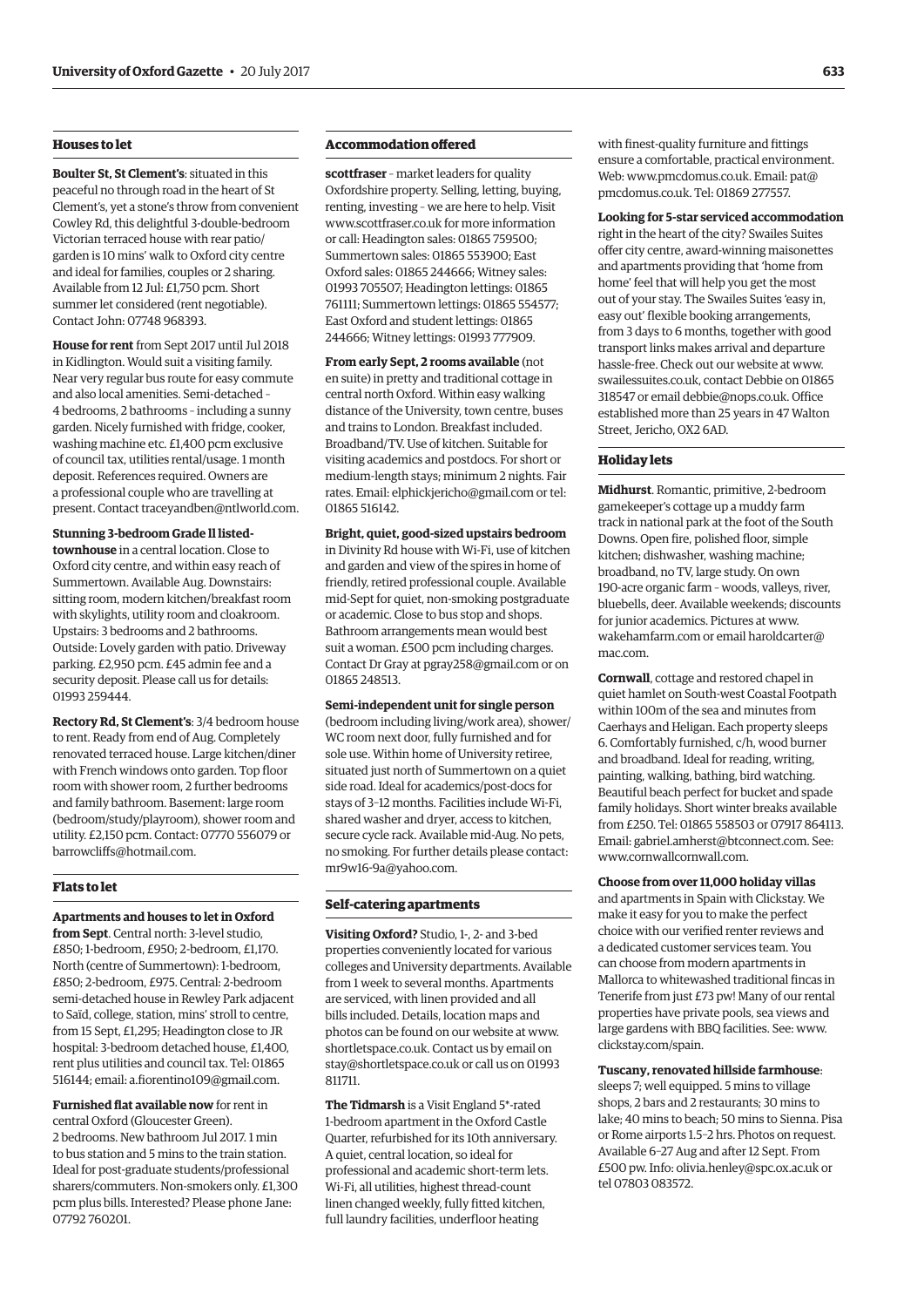## Houses to let

**Boulter St, St Clement's**: situated in this peaceful no through road in the heart of St Clement's, yet a stone's throw from convenient Cowley Rd, this delightful 3-double-bedroom Victorian terraced house with rear patio/ garden is 10 mins' walk to Oxford city centre and ideal for families, couples or 2 sharing. Available from 12 Jul: £1,750 pcm. Short summer let considered (rent negotiable). Contact John: 07748 968393.

**House for rent** from Sept 2017 until Jul 2018 in Kidlington. Would suit a visiting family. Near very regular bus route for easy commute and also local amenities. Semi-detached – 4 bedrooms, 2 bathrooms – including a sunny garden. Nicely furnished with fridge, cooker, washing machine etc. £1,400 pcm exclusive of council tax, utilities rental/usage. 1 month deposit. References required. Owners are a professional couple who are travelling at present. Contact traceyandben@ntlworld.com.

**Stunning 3-bedroom Grade ll listed-townhouse** in a central location. Close to Oxford city centre, and within easy reach of Summertown. Available Aug. Downstairs: sitting room, modern kitchen/breakfast room with skylights, utility room and cloakroom. Upstairs: 3 bedrooms and 2 bathrooms. Outside: Lovely garden with patio. Driveway parking. £2,950 pcm. £45 admin fee and a security deposit. Please call us for details: 01993 259444.

**Rectory Rd, St Clement's**: 3/4 bedroom house to rent. Ready from end of Aug. Completely renovated terraced house. Large kitchen/diner with French windows onto garden. Top floor room with shower room, 2 further bedrooms and family bathroom. Basement: large room (bedroom/study/playroom), shower room and utility. £2,150 pcm. Contact: 07770 556079 or barrowcliffs@hotmail.com.

## Flats to let

**Apartments and houses to let in Oxford from Sept**. Central north: 3-level studio, £850; 1-bedroom, £950; 2-bedroom, £1,170. North (centre of Summertown): 1-bedroom, £850; 2-bedroom, £975. Central: 2-bedroom semi-detached house in Rewley Park adjacent to Saïd, college, station, mins' stroll to centre, from 15 Sept, £1,295; Headington close to JR hospital: 3-bedroom detached house, £1,400, rent plus utilities and council tax. Tel: 01865 516144; email: a.fiorentino109@gmail.com.

**Furnished flat available now** for rent in central Oxford (Gloucester Green). 2 bedrooms. New bathroom Jul 2017. 1 min to bus station and 5 mins to the train station. Ideal for post-graduate students/professional sharers/commuters. Non-smokers only. £1,300 pcm plus bills. Interested? Please phone Jane: 07792 760201.

## Accommodation offered

**scottfraser** – market leaders for quality Oxfordshire property. Selling, letting, buying, renting, investing – we are here to help. Visit www.scottfraser.co.uk for more information or call: Headington sales: 01865 759500; Summertown sales: 01865 553900; East Oxford sales: 01865 244666; Witney sales: 01993 705507; Headington lettings: 01865 761111; Summertown lettings: 01865 554577; East Oxford and student lettings: 01865 244666; Witney lettings: 01993 777909.

**From early Sept, 2 rooms available** (not en suite) in pretty and traditional cottage in central north Oxford. Within easy walking distance of the University, town centre, buses and trains to London. Breakfast included. Broadband/TV. Use of kitchen. Suitable for visiting academics and postdocs. For short or medium-length stays; minimum 2 nights. Fair rates. Email: elphickjericho@gmail.com or tel: 01865 516142.

**Bright, quiet, good-sized upstairs bedroom** in Divinity Rd house with Wi-Fi, use of kitchen and garden and view of the spires in home of friendly, retired professional couple. Available mid-Sept for quiet, non-smoking postgraduate or academic. Close to bus stop and shops. Bathroom arrangements mean would best suit a woman. £500 pcm including charges. Contact Dr Gray at pgray258@gmail.com or on 01865 248513.

**Semi-independent unit for single person** (bedroom including living/work area), shower/ WC room next door, fully furnished and for sole use. Within home of University retiree, situated just north of Summertown on a quiet side road. Ideal for academics/post-docs for stays of 3–12 months. Facilities include Wi-Fi, shared washer and dryer, access to kitchen, secure cycle rack. Available mid-Aug. No pets, no smoking. For further details please contact: mr9w16-9a@yahoo.com.

## Self-catering apartments

**Visiting Oxford?** Studio, 1-, 2- and 3-bed properties conveniently located for various colleges and University departments. Available from 1 week to several months. Apartments are serviced, with linen provided and all bills included. Details, location maps and photos can be found on our website at www.shortletspace.co.uk. Contact us by email on stay@shortletspace.co.uk or call us on 01993 811711.

**The Tidmarsh** is a Visit England 5*-rated 1-bedroom apartment in the Oxford Castle Quarter, refurbished for its 10th anniversary. A quiet, central location, so ideal for professional and academic short-term lets. Wi-Fi, all utilities, highest thread-count linen changed weekly, fully fitted kitchen, full laundry facilities, underfloor heating with finest-quality furniture and fittings ensure a comfortable, practical environment. Web: www.pmcdomus.co.uk. Email: pat@pmcdomus.co.uk. Tel: 01869 277557.

**Looking for 5-star serviced accommodation** right in the heart of the city? Swailes Suites offer city centre, award-winning maisonettes and apartments providing that 'home from home' feel that will help you get the most out of your stay. The Swailes Suites 'easy in, easy out' flexible booking arrangements, from 3 days to 6 months, together with good transport links makes arrival and departure hassle-free. Check out our website at www.swailessuites.co.uk, contact Debbie on 01865 318547 or email debbie@nops.co.uk. Office established more than 25 years in 47 Walton Street, Jericho, OX2 6AD.

## Holiday lets

**Midhurst**. Romantic, primitive, 2-bedroom gamekeeper's cottage up a muddy farm track in national park at the foot of the South Downs. Open fire, polished floor, simple kitchen; dishwasher, washing machine; broadband, no TV, large study. On own 190-acre organic farm – woods, valleys, river, bluebells, deer. Available weekends; discounts for junior academics. Pictures at www.wakehamfarm.com or email haroldcarter@mac.com.

**Cornwall**, cottage and restored chapel in quiet hamlet on South-west Coastal Footpath within 100m of the sea and minutes from Caerhays and Heligan. Each property sleeps 6. Comfortably furnished, c/h, wood burner and broadband. Ideal for reading, writing, painting, walking, bathing, bird watching. Beautiful beach perfect for bucket and spade family holidays. Short winter breaks available from £250. Tel: 01865 558503 or 07917 864113. Email: gabriel.amherst@btconnect.com. See: www.cornwallcornwall.com.

**Choose from over 11,000 holiday villas** and apartments in Spain with Clickstay. We make it easy for you to make the perfect choice with our verified renter reviews and a dedicated customer services team. You can choose from modern apartments in Mallorca to whitewashed traditional fincas in Tenerife from just £73 pw! Many of our rental properties have private pools, sea views and large gardens with BBQ facilities. See: www.clickstay.com/spain.

**Tuscany, renovated hillside farmhouse**: sleeps 7; well equipped. 5 mins to village shops, 2 bars and 2 restaurants; 30 mins to lake; 40 mins to beach; 50 mins to Sienna. Pisa or Rome airports 1.5–2 hrs. Photos on request. Available 6–27 Aug and after 12 Sept. From £500 pw. Info: olivia.henley@spc.ox.ac.uk or tel 07803 083572.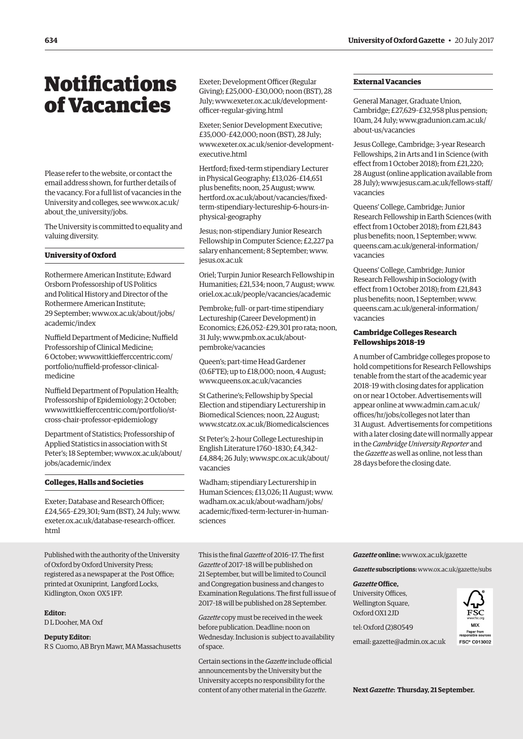# Notifications of Vacancies

Please refer to the website, or contact the email address shown, for further details of the vacancy. For a full list of vacancies in the University and colleges, see www.ox.ac.uk/about_the_university/jobs.

The University is committed to equality and valuing diversity.

## University of Oxford

Rothermere American Institute; Edward Orsborn Professorship of US Politics and Political History and Director of the Rothermere American Institute; 29 September; www.ox.ac.uk/about/jobs/academic/index

Nuffield Department of Medicine; Nuffield Professorship of Clinical Medicine; 6 October; www.wittkiefferccentric.com/portfolio/nuffield-professor-clinical-medicine

Nuffield Department of Population Health; Professorship of Epidemiology; 2 October; www.wittkiefferccentric.com/portfolio/st-cross-chair-professor-epidemiology

Department of Statistics; Professorship of Applied Statistics in association with St Peter's; 18 September; www.ox.ac.uk/about/jobs/academic/index

## Colleges, Halls and Societies

Exeter; Database and Research Officer; £24,565–£29,301; 9am (BST), 24 July; www.exeter.ox.ac.uk/database-research-officer.html

Exeter; Development Officer (Regular Giving); £25,000–£30,000; noon (BST), 28 July; www.exeter.ox.ac.uk/development-officer-regular-giving.html

Exeter; Senior Development Executive; £35,000–£42,000; noon (BST), 28 July; www.exeter.ox.ac.uk/senior-development-executive.html

Hertford; fixed-term stipendiary Lecturer in Physical Geography; £13,026–£14,651 plus benefits; noon, 25 August; www.hertford.ox.ac.uk/about/vacancies/fixed-term-stipendiary-lectureship-6-hours-in-physical-geography

Jesus; non-stipendiary Junior Research Fellowship in Computer Science; £2,227 pa salary enhancement; 8 September; www.jesus.ox.ac.uk

Oriel; Turpin Junior Research Fellowship in Humanities; £21,534; noon, 7 August; www.oriel.ox.ac.uk/people/vacancies/academic

Pembroke; full- or part-time stipendiary Lectureship (Career Development) in Economics; £26,052–£29,301 pro rata; noon, 31 July; www.pmb.ox.ac.uk/about-pembroke/vacancies

Queen's; part-time Head Gardener (0.6FTE); up to £18,000; noon, 4 August; www.queens.ox.ac.uk/vacancies

St Catherine's; Fellowship by Special Election and stipendiary Lecturership in Biomedical Sciences; noon, 22 August; www.stcatz.ox.ac.uk/Biomedicalsciences

St Peter's; 2-hour College Lectureship in English Literature 1760–1830; £4,342–£4,884; 26 July; www.spc.ox.ac.uk/about/vacancies

Wadham; stipendiary Lecturership in Human Sciences; £13,026; 11 August; www.wadham.ox.ac.uk/about-wadham/jobs/academic/fixed-term-lecturer-in-human-sciences

## External Vacancies

General Manager, Graduate Union, Cambridge; £27,629–£32,958 plus pension; 10am, 24 July; www.gradunion.cam.ac.uk/about-us/vacancies

Jesus College, Cambridge; 3-year Research Fellowships, 2 in Arts and 1 in Science (with effect from 1 October 2018); from £21,220; 28 August (online application available from 28 July); www.jesus.cam.ac.uk/fellows-staff/vacancies

Queens' College, Cambridge; Junior Research Fellowship in Earth Sciences (with effect from 1 October 2018); from £21,843 plus benefits; noon, 1 September; www.queens.cam.ac.uk/general-information/vacancies

Queens' College, Cambridge; Junior Research Fellowship in Sociology (with effect from 1 October 2018); from £21,843 plus benefits; noon, 1 September; www.queens.cam.ac.uk/general-information/vacancies

### Cambridge Colleges Research Fellowships 2018–19

A number of Cambridge colleges propose to hold competitions for Research Fellowships tenable from the start of the academic year 2018–19 with closing dates for application on or near 1 October. Advertisements will appear online at www.admin.cam.ac.uk/offices/hr/jobs/colleges not later than 31 August. Advertisements for competitions with a later closing date will normally appear in the *Cambridge University Reporter* and the *Gazette* as well as online, not less than 28 days before the closing date.

---

Published with the authority of the University of Oxford by Oxford University Press; registered as a newspaper at the Post Office; printed at Oxuniprint, Langford Locks, Kidlington, Oxon OX5 1FP.

**Editor:**
D L Dooher, MA Oxf

**Deputy Editor:**
R S Cuomo, AB Bryn Mawr, MA Massachusetts

This is the final *Gazette* of 2016–17. The first *Gazette* of 2017–18 will be published on 21 September, but will be limited to Council and Congregation business and changes to Examination Regulations. The first full issue of 2017–18 will be published on 28 September.

*Gazette* copy must be received in the week before publication. Deadline: noon on Wednesday. Inclusion is subject to availability of space.

Certain sections in the *Gazette* include official announcements by the University but the University accepts no responsibility for the content of any other material in the *Gazette*.

***Gazette* online:** www.ox.ac.uk/gazette

***Gazette* subscriptions:** www.ox.ac.uk/gazette/subs

***Gazette* Office,**
University Offices,
Wellington Square,
Oxford OX1 2JD

tel: Oxford (2)80549

email: gazette@admin.ox.ac.uk

**Next *Gazette*: Thursday, 21 September.**